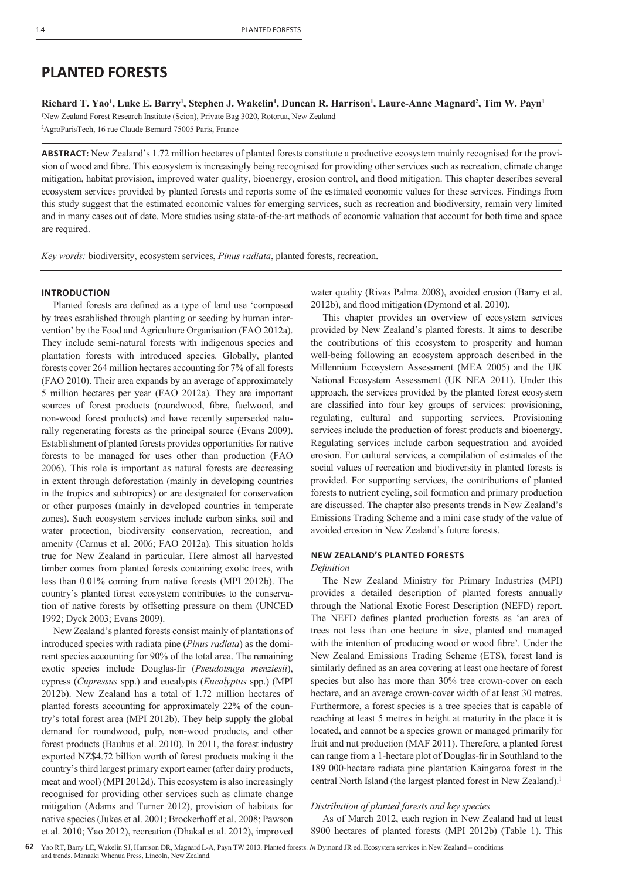# PLANTED FORESTS

**Richard T. Yao[1], Luke E. Barry[1], Stephen J. Wakelin[1], Duncan R. Harrison[1], Laure-Anne Magnard[2], Tim W. Payn[1]**

[1]New Zealand Forest Research Institute (Scion), Private Bag 3020, Rotorua, New Zealand

[2]AgroParisTech, 16 rue Claude Bernard 75005 Paris, France

**ABSTRACT:** New Zealand's 1.72 million hectares of planted forests constitute a productive ecosystem mainly recognised for the provision of wood and fibre. This ecosystem is increasingly being recognised for providing other services such as recreation, climate change mitigation, habitat provision, improved water quality, bioenergy, erosion control, and flood mitigation. This chapter describes several ecosystem services provided by planted forests and reports some of the estimated economic values for these services. Findings from this study suggest that the estimated economic values for emerging services, such as recreation and biodiversity, remain very limited and in many cases out of date. More studies using state-of-the-art methods of economic valuation that account for both time and space are required.

*Key words:* biodiversity, ecosystem services, *Pinus radiata*, planted forests, recreation.

## INTRODUCTION

Planted forests are defined as a type of land use 'composed by trees established through planting or seeding by human intervention' by the Food and Agriculture Organisation (FAO 2012a). They include semi-natural forests with indigenous species and plantation forests with introduced species. Globally, planted forests cover 264 million hectares accounting for 7% of all forests (FAO 2010). Their area expands by an average of approximately 5 million hectares per year (FAO 2012a). They are important sources of forest products (roundwood, fibre, fuelwood, and non-wood forest products) and have recently superseded naturally regenerating forests as the principal source (Evans 2009). Establishment of planted forests provides opportunities for native forests to be managed for uses other than production (FAO 2006). This role is important as natural forests are decreasing in extent through deforestation (mainly in developing countries in the tropics and subtropics) or are designated for conservation or other purposes (mainly in developed countries in temperate zones). Such ecosystem services include carbon sinks, soil and water protection, biodiversity conservation, recreation, and amenity (Carnus et al. 2006; FAO 2012a). This situation holds true for New Zealand in particular. Here almost all harvested timber comes from planted forests containing exotic trees, with less than 0.01% coming from native forests (MPI 2012b). The country's planted forest ecosystem contributes to the conservation of native forests by offsetting pressure on them (UNCED 1992; Dyck 2003; Evans 2009).

New Zealand's planted forests consist mainly of plantations of introduced species with radiata pine (*Pinus radiata*) as the dominant species accounting for 90% of the total area. The remaining exotic species include Douglas-fir (*Pseudotsuga menziesii*), cypress (*Cupressus* spp.) and eucalypts (*Eucalyptus* spp.) (MPI 2012b). New Zealand has a total of 1.72 million hectares of planted forests accounting for approximately 22% of the country's total forest area (MPI 2012b). They help supply the global demand for roundwood, pulp, non-wood products, and other forest products (Bauhus et al. 2010). In 2011, the forest industry exported NZ$4.72 billion worth of forest products making it the country's third largest primary export earner (after dairy products, meat and wool) (MPI 2012d). This ecosystem is also increasingly recognised for providing other services such as climate change mitigation (Adams and Turner 2012), provision of habitats for native species (Jukes et al. 2001; Brockerhoff et al. 2008; Pawson et al. 2010; Yao 2012), recreation (Dhakal et al. 2012), improved water quality (Rivas Palma 2008), avoided erosion (Barry et al. 2012b), and flood mitigation (Dymond et al. 2010).

This chapter provides an overview of ecosystem services provided by New Zealand's planted forests. It aims to describe the contributions of this ecosystem to prosperity and human well-being following an ecosystem approach described in the Millennium Ecosystem Assessment (MEA 2005) and the UK National Ecosystem Assessment (UK NEA 2011). Under this approach, the services provided by the planted forest ecosystem are classified into four key groups of services: provisioning, regulating, cultural and supporting services. Provisioning services include the production of forest products and bioenergy. Regulating services include carbon sequestration and avoided erosion. For cultural services, a compilation of estimates of the social values of recreation and biodiversity in planted forests is provided. For supporting services, the contributions of planted forests to nutrient cycling, soil formation and primary production are discussed. The chapter also presents trends in New Zealand's Emissions Trading Scheme and a mini case study of the value of avoided erosion in New Zealand's future forests.

## NEW ZEALAND'S PLANTED FORESTS

### *Definition*

The New Zealand Ministry for Primary Industries (MPI) provides a detailed description of planted forests annually through the National Exotic Forest Description (NEFD) report. The NEFD defines planted production forests as 'an area of trees not less than one hectare in size, planted and managed with the intention of producing wood or wood fibre'. Under the New Zealand Emissions Trading Scheme (ETS), forest land is similarly defined as an area covering at least one hectare of forest species but also has more than 30% tree crown-cover on each hectare, and an average crown-cover width of at least 30 metres. Furthermore, a forest species is a tree species that is capable of reaching at least 5 metres in height at maturity in the place it is located, and cannot be a species grown or managed primarily for fruit and nut production (MAF 2011). Therefore, a planted forest can range from a 1-hectare plot of Douglas-fir in Southland to the 189 000-hectare radiata pine plantation Kaingaroa forest in the central North Island (the largest planted forest in New Zealand).[1]

### *Distribution of planted forests and key species*

As of March 2012, each region in New Zealand had at least 8900 hectares of planted forests (MPI 2012b) (Table 1). This

Yao RT, Barry LE, Wakelin SJ, Harrison DR, Magnard L-A, Payn TW 2013. Planted forests. *In* Dymond JR ed. Ecosystem services in New Zealand – conditions and trends. Manaaki Whenua Press, Lincoln, New Zealand.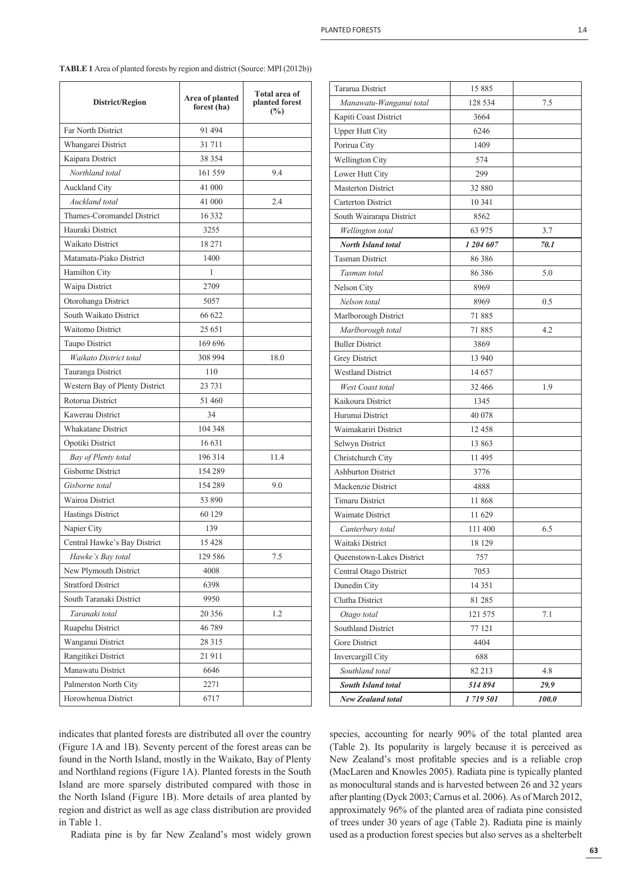**TABLE 1** Area of planted forests by region and district (Source: MPI (2012b))

| District/Region | Area of planted forest (ha) | Total area of planted forest (%) |
|---|---|---|
| Far North District | 91 494 | |
| Whangarei District | 31 711 | |
| Kaipara District | 38 354 | |
| *Northland total* | 161 559 | 9.4 |
| Auckland City | 41 000 | |
| *Auckland total* | 41 000 | 2.4 |
| Thames-Coromandel District | 16 332 | |
| Hauraki District | 3255 | |
| Waikato District | 18 271 | |
| Matamata-Piako District | 1400 | |
| Hamilton City | 1 | |
| Waipa District | 2709 | |
| Otorohanga District | 5057 | |
| South Waikato District | 66 622 | |
| Waitomo District | 25 651 | |
| Taupo District | 169 696 | |
| *Waikato District total* | 308 994 | 18.0 |
| Tauranga District | 110 | |
| Western Bay of Plenty District | 23 731 | |
| Rotorua District | 51 460 | |
| Kawerau District | 34 | |
| Whakatane District | 104 348 | |
| Opotiki District | 16 631 | |
| *Bay of Plenty total* | 196 314 | 11.4 |
| Gisborne District | 154 289 | |
| *Gisborne total* | 154 289 | 9.0 |
| Wairoa District | 53 890 | |
| Hastings District | 60 129 | |
| Napier City | 139 | |
| Central Hawke's Bay District | 15 428 | |
| *Hawke's Bay total* | 129 586 | 7.5 |
| New Plymouth District | 4008 | |
| Stratford District | 6398 | |
| South Taranaki District | 9950 | |
| *Taranaki total* | 20 356 | 1.2 |
| Ruapehu District | 46 789 | |
| Wanganui District | 28 315 | |
| Rangitikei District | 21 911 | |
| Manawatu District | 6646 | |
| Palmerston North City | 2271 | |
| Horowhenua District | 6717 | |
| Tararua District | 15 885 | |
| *Manawatu-Wanganui total* | 128 534 | 7.5 |
| Kapiti Coast District | 3664 | |
| Upper Hutt City | 6246 | |
| Porirua City | 1409 | |
| Wellington City | 574 | |
| Lower Hutt City | 299 | |
| Masterton District | 32 880 | |
| Carterton District | 10 341 | |
| South Wairarapa District | 8562 | |
| *Wellington total* | 63 975 | 3.7 |
| ***North Island total*** | ***1 204 607*** | ***70.1*** |
| Tasman District | 86 386 | |
| *Tasman total* | 86 386 | 5.0 |
| Nelson City | 8969 | |
| *Nelson total* | 8969 | 0.5 |
| Marlborough District | 71 885 | |
| *Marlborough total* | 71 885 | 4.2 |
| Buller District | 3869 | |
| Grey District | 13 940 | |
| Westland District | 14 657 | |
| *West Coast total* | 32 466 | 1.9 |
| Kaikoura District | 1345 | |
| Hurunui District | 40 078 | |
| Waimakariri District | 12 458 | |
| Selwyn District | 13 863 | |
| Christchurch City | 11 495 | |
| Ashburton District | 3776 | |
| Mackenzie District | 4888 | |
| Timaru District | 11 868 | |
| Waimate District | 11 629 | |
| *Canterbury total* | 111 400 | 6.5 |
| Waitaki District | 18 129 | |
| Queenstown-Lakes District | 757 | |
| Central Otago District | 7053 | |
| Dunedin City | 14 351 | |
| Clutha District | 81 285 | |
| *Otago total* | 121 575 | 7.1 |
| Southland District | 77 121 | |
| Gore District | 4404 | |
| Invercargill City | 688 | |
| *Southland total* | 82 213 | 4.8 |
| ***South Island total*** | ***514 894*** | ***29.9*** |
| ***New Zealand total*** | ***1 719 501*** | ***100.0*** |

indicates that planted forests are distributed all over the country (Figure 1A and 1B). Seventy percent of the forest areas can be found in the North Island, mostly in the Waikato, Bay of Plenty and Northland regions (Figure 1A). Planted forests in the South Island are more sparsely distributed compared with those in the North Island (Figure 1B). More details of area planted by region and district as well as age class distribution are provided in Table 1.

Radiata pine is by far New Zealand's most widely grown species, accounting for nearly 90% of the total planted area (Table 2). Its popularity is largely because it is perceived as New Zealand's most profitable species and is a reliable crop (MacLaren and Knowles 2005). Radiata pine is typically planted as monocultural stands and is harvested between 26 and 32 years after planting (Dyck 2003; Carnus et al. 2006). As of March 2012, approximately 96% of the planted area of radiata pine consisted of trees under 30 years of age (Table 2). Radiata pine is mainly used as a production forest species but also serves as a shelterbelt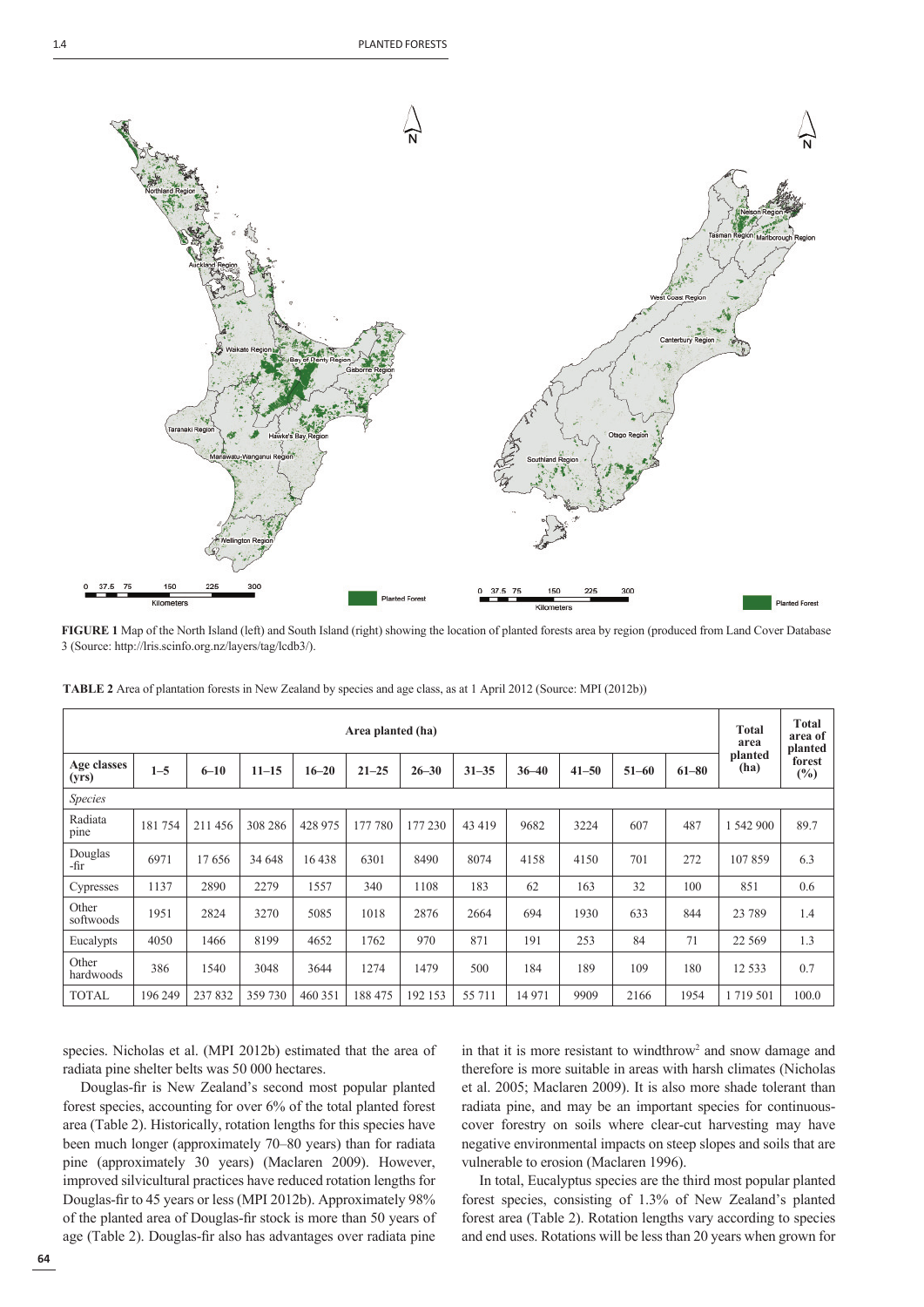**FIGURE 1** Map of the North Island (left) and South Island (right) showing the location of planted forests area by region (produced from Land Cover Database 3 (Source: http://lris.scinfo.org.nz/layers/tag/lcdb3/).

**TABLE 2** Area of plantation forests in New Zealand by species and age class, as at 1 April 2012 (Source: MPI (2012b))

| | Area planted (ha) | | | | | | | | | | | Total area planted (ha) | Total area of planted forest (%) |
|---|---|---|---|---|---|---|---|---|---|---|---|---|---|
| **Age classes (yrs)** | **1–5** | **6–10** | **11–15** | **16–20** | **21–25** | **26–30** | **31–35** | **36–40** | **41–50** | **51–60** | **61–80** | | |
| *Species* | | | | | | | | | | | | | |
| Radiata pine | 181 754 | 211 456 | 308 286 | 428 975 | 177 780 | 177 230 | 43 419 | 9682 | 3224 | 607 | 487 | 1 542 900 | 89.7 |
| Douglas -fir | 6971 | 17 656 | 34 648 | 16 438 | 6301 | 8490 | 8074 | 4158 | 4150 | 701 | 272 | 107 859 | 6.3 |
| Cypresses | 1137 | 2890 | 2279 | 1557 | 340 | 1108 | 183 | 62 | 163 | 32 | 100 | 851 | 0.6 |
| Other softwoods | 1951 | 2824 | 3270 | 5085 | 1018 | 2876 | 2664 | 694 | 1930 | 633 | 844 | 23 789 | 1.4 |
| Eucalypts | 4050 | 1466 | 8199 | 4652 | 1762 | 970 | 871 | 191 | 253 | 84 | 71 | 22 569 | 1.3 |
| Other hardwoods | 386 | 1540 | 3048 | 3644 | 1274 | 1479 | 500 | 184 | 189 | 109 | 180 | 12 533 | 0.7 |
| TOTAL | 196 249 | 237 832 | 359 730 | 460 351 | 188 475 | 192 153 | 55 711 | 14 971 | 9909 | 2166 | 1954 | 1 719 501 | 100.0 |

species. Nicholas et al. (MPI 2012b) estimated that the area of radiata pine shelter belts was 50 000 hectares.

Douglas-fir is New Zealand's second most popular planted forest species, accounting for over 6% of the total planted forest area (Table 2). Historically, rotation lengths for this species have been much longer (approximately 70–80 years) than for radiata pine (approximately 30 years) (Maclaren 2009). However, improved silvicultural practices have reduced rotation lengths for Douglas-fir to 45 years or less (MPI 2012b). Approximately 98% of the planted area of Douglas-fir stock is more than 50 years of age (Table 2). Douglas-fir also has advantages over radiata pine in that it is more resistant to windthrow[2] and snow damage and therefore is more suitable in areas with harsh climates (Nicholas et al. 2005; Maclaren 2009). It is also more shade tolerant than radiata pine, and may be an important species for continuous-cover forestry on soils where clear-cut harvesting may have negative environmental impacts on steep slopes and soils that are vulnerable to erosion (Maclaren 1996).

In total, Eucalyptus species are the third most popular planted forest species, consisting of 1.3% of New Zealand's planted forest area (Table 2). Rotation lengths vary according to species and end uses. Rotations will be less than 20 years when grown for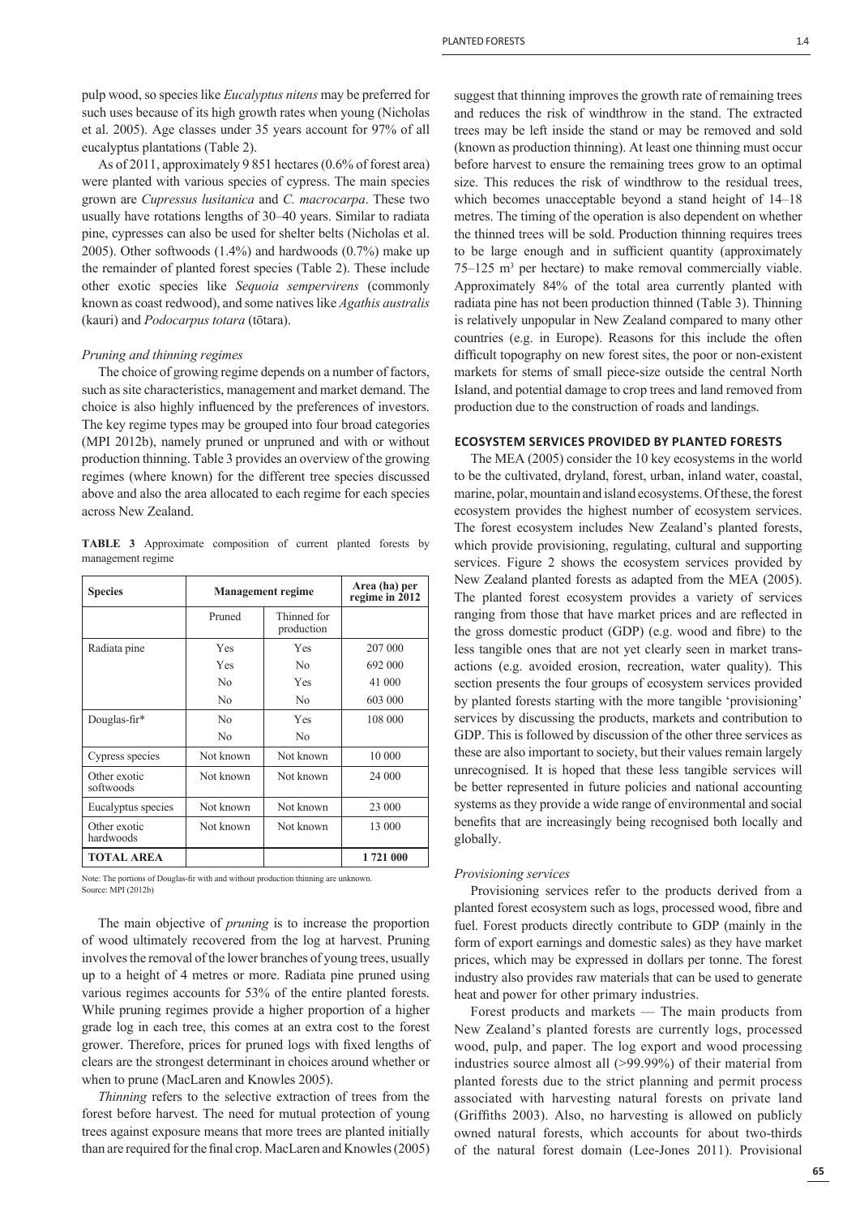pulp wood, so species like *Eucalyptus nitens* may be preferred for such uses because of its high growth rates when young (Nicholas et al. 2005). Age classes under 35 years account for 97% of all eucalyptus plantations (Table 2).

As of 2011, approximately 9 851 hectares (0.6% of forest area) were planted with various species of cypress. The main species grown are *Cupressus lusitanica* and *C. macrocarpa*. These two usually have rotations lengths of 30–40 years. Similar to radiata pine, cypresses can also be used for shelter belts (Nicholas et al. 2005). Other softwoods (1.4%) and hardwoods (0.7%) make up the remainder of planted forest species (Table 2). These include other exotic species like *Sequoia sempervirens* (commonly known as coast redwood), and some natives like *Agathis australis* (kauri) and *Podocarpus totara* (tōtara).

*Pruning and thinning regimes*

The choice of growing regime depends on a number of factors, such as site characteristics, management and market demand. The choice is also highly influenced by the preferences of investors. The key regime types may be grouped into four broad categories (MPI 2012b), namely pruned or unpruned and with or without production thinning. Table 3 provides an overview of the growing regimes (where known) for the different tree species discussed above and also the area allocated to each regime for each species across New Zealand.

**TABLE 3** Approximate composition of current planted forests by management regime

| Species | Management regime | | Area (ha) per regime in 2012 |
|---|---|---|---|
| | Pruned | Thinned for production | |
| Radiata pine | Yes | Yes | 207 000 |
| | Yes | No | 692 000 |
| | No | Yes | 41 000 |
| | No | No | 603 000 |
| Douglas-fir* | No | Yes | 108 000 |
| | No | No | |
| Cypress species | Not known | Not known | 10 000 |
| Other exotic softwoods | Not known | Not known | 24 000 |
| Eucalyptus species | Not known | Not known | 23 000 |
| Other exotic hardwoods | Not known | Not known | 13 000 |
| **TOTAL AREA** | | | **1 721 000** |

Note: The portions of Douglas-fir with and without production thinning are unknown.
Source: MPI (2012b)

The main objective of *pruning* is to increase the proportion of wood ultimately recovered from the log at harvest. Pruning involves the removal of the lower branches of young trees, usually up to a height of 4 metres or more. Radiata pine pruned using various regimes accounts for 53% of the entire planted forests. While pruning regimes provide a higher proportion of a higher grade log in each tree, this comes at an extra cost to the forest grower. Therefore, prices for pruned logs with fixed lengths of clears are the strongest determinant in choices around whether or when to prune (MacLaren and Knowles 2005).

*Thinning* refers to the selective extraction of trees from the forest before harvest. The need for mutual protection of young trees against exposure means that more trees are planted initially than are required for the final crop. MacLaren and Knowles (2005) suggest that thinning improves the growth rate of remaining trees and reduces the risk of windthrow in the stand. The extracted trees may be left inside the stand or may be removed and sold (known as production thinning). At least one thinning must occur before harvest to ensure the remaining trees grow to an optimal size. This reduces the risk of windthrow to the residual trees, which becomes unacceptable beyond a stand height of 14–18 metres. The timing of the operation is also dependent on whether the thinned trees will be sold. Production thinning requires trees to be large enough and in sufficient quantity (approximately 75–125 m$^3$ per hectare) to make removal commercially viable. Approximately 84% of the total area currently planted with radiata pine has not been production thinned (Table 3). Thinning is relatively unpopular in New Zealand compared to many other countries (e.g. in Europe). Reasons for this include the often difficult topography on new forest sites, the poor or non-existent markets for stems of small piece-size outside the central North Island, and potential damage to crop trees and land removed from production due to the construction of roads and landings.

## ECOSYSTEM SERVICES PROVIDED BY PLANTED FORESTS

The MEA (2005) consider the 10 key ecosystems in the world to be the cultivated, dryland, forest, urban, inland water, coastal, marine, polar, mountain and island ecosystems. Of these, the forest ecosystem provides the highest number of ecosystem services. The forest ecosystem includes New Zealand's planted forests, which provide provisioning, regulating, cultural and supporting services. Figure 2 shows the ecosystem services provided by New Zealand planted forests as adapted from the MEA (2005). The planted forest ecosystem provides a variety of services ranging from those that have market prices and are reflected in the gross domestic product (GDP) (e.g. wood and fibre) to the less tangible ones that are not yet clearly seen in market transactions (e.g. avoided erosion, recreation, water quality). This section presents the four groups of ecosystem services provided by planted forests starting with the more tangible 'provisioning' services by discussing the products, markets and contribution to GDP. This is followed by discussion of the other three services as these are also important to society, but their values remain largely unrecognised. It is hoped that these less tangible services will be better represented in future policies and national accounting systems as they provide a wide range of environmental and social benefits that are increasingly being recognised both locally and globally.

*Provisioning services*

Provisioning services refer to the products derived from a planted forest ecosystem such as logs, processed wood, fibre and fuel. Forest products directly contribute to GDP (mainly in the form of export earnings and domestic sales) as they have market prices, which may be expressed in dollars per tonne. The forest industry also provides raw materials that can be used to generate heat and power for other primary industries.

Forest products and markets — The main products from New Zealand's planted forests are currently logs, processed wood, pulp, and paper. The log export and wood processing industries source almost all (>99.99%) of their material from planted forests due to the strict planning and permit process associated with harvesting natural forests on private land (Griffiths 2003). Also, no harvesting is allowed on publicly owned natural forests, which accounts for about two-thirds of the natural forest domain (Lee-Jones 2011). Provisional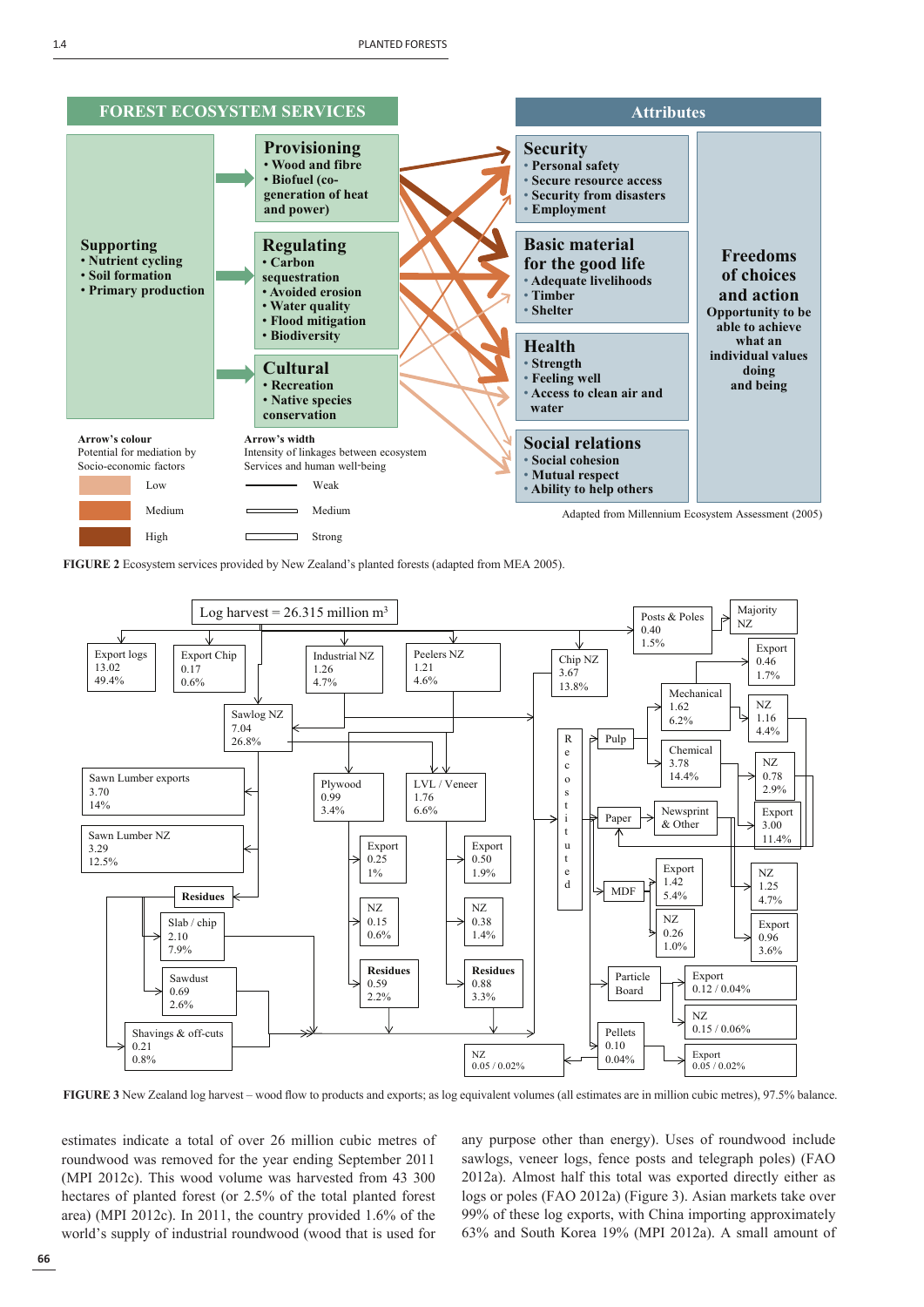**FOREST ECOSYSTEM SERVICES**

**Supporting**
- Nutrient cycling
- Soil formation
- Primary production

**Provisioning**
- Wood and fibre
- Biofuel (co-generation of heat and power)

**Regulating**
- Carbon sequestration
- Avoided erosion
- Water quality
- Flood mitigation
- Biodiversity

**Cultural**
- Recreation
- Native species conservation

**Attributes**

**Security**
- Personal safety
- Secure resource access
- Security from disasters
- Employment

**Basic material for the good life**
- Adequate livelihoods
- Timber
- Shelter

**Health**
- Strength
- Feeling well
- Access to clean air and water

**Social relations**
- Social cohesion
- Mutual respect
- Ability to help others

**Freedoms of choices and action**
Opportunity to be able to achieve what an individual values doing and being

**Arrow's colour**
Potential for mediation by Socio-economic factors: Low, Medium, High

**Arrow's width**
Intensity of linkages between ecosystem Services and human well-being: Weak, Medium, Strong

Adapted from Millennium Ecosystem Assessment (2005)

**FIGURE 2** Ecosystem services provided by New Zealand's planted forests (adapted from MEA 2005).

Log harvest = 26.315 million m$^3$

- Export logs 13.02 49.4%
- Export Chip 0.17 0.6%
- Industrial NZ 1.26 4.7%
- Peelers NZ 1.21 4.6%
- Chip NZ 3.67 13.8%
- Posts & Poles 0.40 1.5% → Majority NZ; Export 0.46 1.7%
- Sawlog NZ 7.04 26.8%
- Sawn Lumber exports 3.70 14%
- Sawn Lumber NZ 3.29 12.5%
- Residues: Slab / chip 2.10 7.9%; Sawdust 0.69 2.6%; Shavings & off-cuts 0.21 0.8%
- Plywood 0.99 3.4%: Export 0.25 1%; NZ 0.15 0.6%; Residues 0.59 2.2%
- LVL / Veneer 1.76 6.6%: Export 0.50 1.9%; NZ 0.38 1.4%; Residues 0.88 3.3%
- Recostituted
- Pulp: Mechanical 1.62 6.2% (NZ 1.16 4.4%); Chemical 3.78 14.4% (NZ 0.78 2.9%)
- Paper: Newsprint & Other (Export 3.00 11.4%)
- MDF: Export 1.42 5.4%; NZ 0.26 1.0%; NZ 1.25 4.7%; Export 0.96 3.6%
- Particle Board: Export 0.12 / 0.04%; NZ 0.15 / 0.06%
- Pellets 0.10 0.04%: NZ 0.05 / 0.02%; Export 0.05 / 0.02%

**FIGURE 3** New Zealand log harvest – wood flow to products and exports; as log equivalent volumes (all estimates are in million cubic metres), 97.5% balance.

estimates indicate a total of over 26 million cubic metres of roundwood was removed for the year ending September 2011 (MPI 2012c). This wood volume was harvested from 43 300 hectares of planted forest (or 2.5% of the total planted forest area) (MPI 2012c). In 2011, the country provided 1.6% of the world's supply of industrial roundwood (wood that is used for any purpose other than energy). Uses of roundwood include sawlogs, veneer logs, fence posts and telegraph poles) (FAO 2012a). Almost half this total was exported directly either as logs or poles (FAO 2012a) (Figure 3). Asian markets take over 99% of these log exports, with China importing approximately 63% and South Korea 19% (MPI 2012a). A small amount of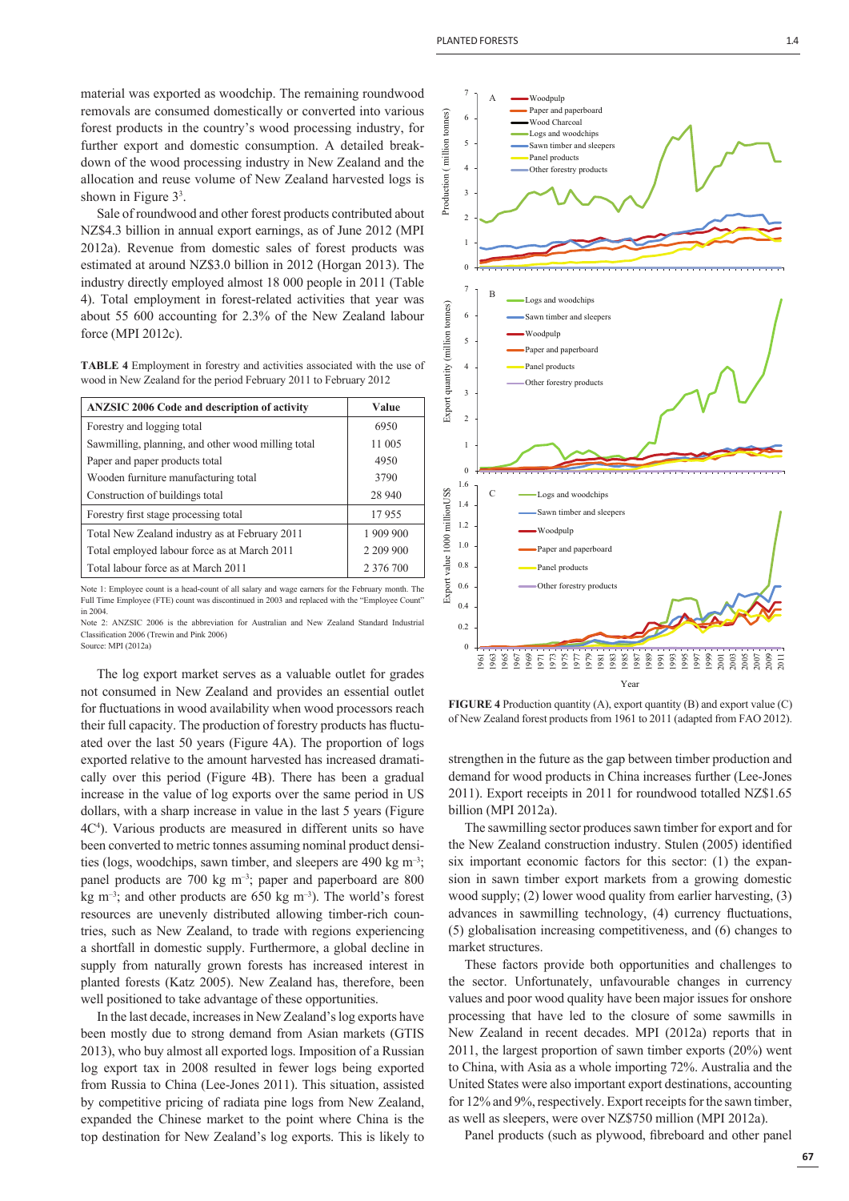material was exported as woodchip. The remaining roundwood removals are consumed domestically or converted into various forest products in the country's wood processing industry, for further export and domestic consumption. A detailed breakdown of the wood processing industry in New Zealand and the allocation and reuse volume of New Zealand harvested logs is shown in Figure 3[3].

Sale of roundwood and other forest products contributed about NZ$4.3 billion in annual export earnings, as of June 2012 (MPI 2012a). Revenue from domestic sales of forest products was estimated at around NZ$3.0 billion in 2012 (Horgan 2013). The industry directly employed almost 18 000 people in 2011 (Table 4). Total employment in forest-related activities that year was about 55 600 accounting for 2.3% of the New Zealand labour force (MPI 2012c).

**TABLE 4** Employment in forestry and activities associated with the use of wood in New Zealand for the period February 2011 to February 2012

| ANZSIC 2006 Code and description of activity | Value |
|---|---|
| Forestry and logging total | 6950 |
| Sawmilling, planning, and other wood milling total | 11 005 |
| Paper and paper products total | 4950 |
| Wooden furniture manufacturing total | 3790 |
| Construction of buildings total | 28 940 |
| Forestry first stage processing total | 17 955 |
| Total New Zealand industry as at February 2011 | 1 909 900 |
| Total employed labour force as at March 2011 | 2 209 900 |
| Total labour force as at March 2011 | 2 376 700 |

Note 1: Employee count is a head-count of all salary and wage earners for the February month. The Full Time Employee (FTE) count was discontinued in 2003 and replaced with the "Employee Count" in 2004.

Note 2: ANZSIC 2006 is the abbreviation for Australian and New Zealand Standard Industrial Classification 2006 (Trewin and Pink 2006)

Source: MPI (2012a)

The log export market serves as a valuable outlet for grades not consumed in New Zealand and provides an essential outlet for fluctuations in wood availability when wood processors reach their full capacity. The production of forestry products has fluctuated over the last 50 years (Figure 4A). The proportion of logs exported relative to the amount harvested has increased dramatically over this period (Figure 4B). There has been a gradual increase in the value of log exports over the same period in US dollars, with a sharp increase in value in the last 5 years (Figure 4C[4]). Various products are measured in different units so have been converted to metric tonnes assuming nominal product densities (logs, woodchips, sawn timber, and sleepers are 490 kg m$^{-3}$; panel products are 700 kg m$^{-3}$; paper and paperboard are 800 kg m$^{-3}$; and other products are 650 kg m$^{-3}$). The world's forest resources are unevenly distributed allowing timber-rich countries, such as New Zealand, to trade with regions experiencing a shortfall in domestic supply. Furthermore, a global decline in supply from naturally grown forests has increased interest in planted forests (Katz 2005). New Zealand has, therefore, been well positioned to take advantage of these opportunities.

In the last decade, increases in New Zealand's log exports have been mostly due to strong demand from Asian markets (GTIS 2013), who buy almost all exported logs. Imposition of a Russian log export tax in 2008 resulted in fewer logs being exported from Russia to China (Lee-Jones 2011). This situation, assisted by competitive pricing of radiata pine logs from New Zealand, expanded the Chinese market to the point where China is the top destination for New Zealand's log exports. This is likely to strengthen in the future as the gap between timber production and demand for wood products in China increases further (Lee-Jones 2011). Export receipts in 2011 for roundwood totalled NZ$1.65 billion (MPI 2012a).

**FIGURE 4** Production quantity (A), export quantity (B) and export value (C) of New Zealand forest products from 1961 to 2011 (adapted from FAO 2012).

The sawmilling sector produces sawn timber for export and for the New Zealand construction industry. Stulen (2005) identified six important economic factors for this sector: (1) the expansion in sawn timber export markets from a growing domestic wood supply; (2) lower wood quality from earlier harvesting, (3) advances in sawmilling technology, (4) currency fluctuations, (5) globalisation increasing competitiveness, and (6) changes to market structures.

These factors provide both opportunities and challenges to the sector. Unfortunately, unfavourable changes in currency values and poor wood quality have been major issues for onshore processing that have led to the closure of some sawmills in New Zealand in recent decades. MPI (2012a) reports that in 2011, the largest proportion of sawn timber exports (20%) went to China, with Asia as a whole importing 72%. Australia and the United States were also important export destinations, accounting for 12% and 9%, respectively. Export receipts for the sawn timber, as well as sleepers, were over NZ$750 million (MPI 2012a).

Panel products (such as plywood, fibreboard and other panel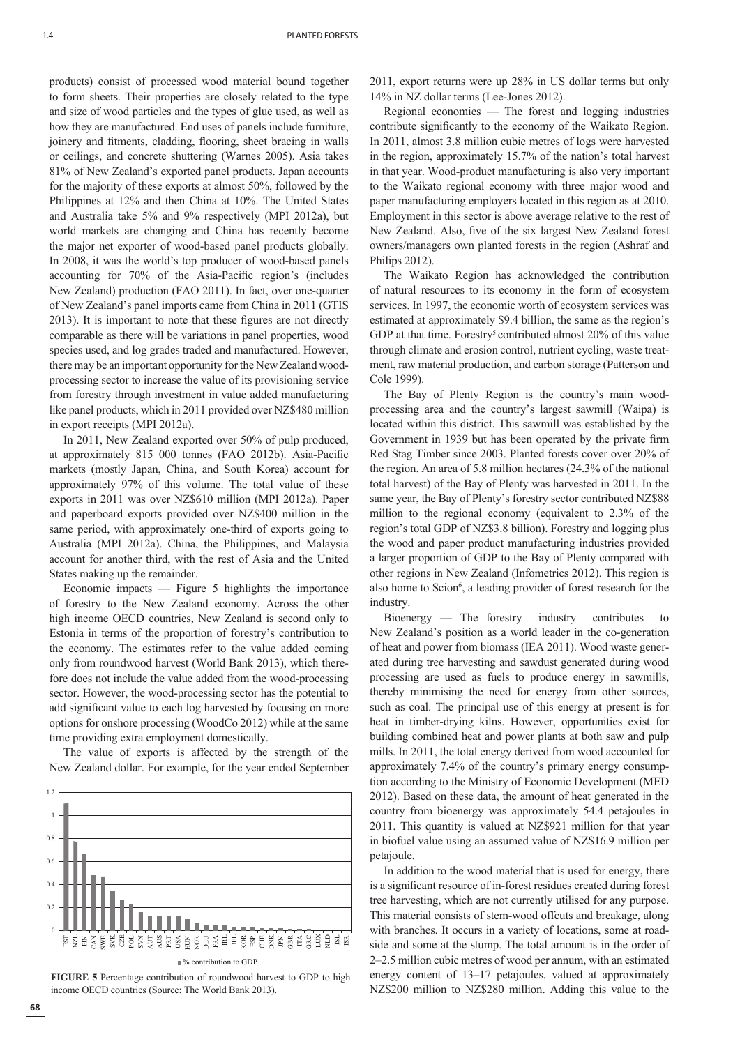products) consist of processed wood material bound together to form sheets. Their properties are closely related to the type and size of wood particles and the types of glue used, as well as how they are manufactured. End uses of panels include furniture, joinery and fitments, cladding, flooring, sheet bracing in walls or ceilings, and concrete shuttering (Warnes 2005). Asia takes 81% of New Zealand's exported panel products. Japan accounts for the majority of these exports at almost 50%, followed by the Philippines at 12% and then China at 10%. The United States and Australia take 5% and 9% respectively (MPI 2012a), but world markets are changing and China has recently become the major net exporter of wood-based panel products globally. In 2008, it was the world's top producer of wood-based panels accounting for 70% of the Asia-Pacific region's (includes New Zealand) production (FAO 2011). In fact, over one-quarter of New Zealand's panel imports came from China in 2011 (GTIS 2013). It is important to note that these figures are not directly comparable as there will be variations in panel properties, wood species used, and log grades traded and manufactured. However, there may be an important opportunity for the New Zealand wood-processing sector to increase the value of its provisioning service from forestry through investment in value added manufacturing like panel products, which in 2011 provided over NZ$480 million in export receipts (MPI 2012a).

In 2011, New Zealand exported over 50% of pulp produced, at approximately 815 000 tonnes (FAO 2012b). Asia-Pacific markets (mostly Japan, China, and South Korea) account for approximately 97% of this volume. The total value of these exports in 2011 was over NZ$610 million (MPI 2012a). Paper and paperboard exports provided over NZ$400 million in the same period, with approximately one-third of exports going to Australia (MPI 2012a). China, the Philippines, and Malaysia account for another third, with the rest of Asia and the United States making up the remainder.

Economic impacts — Figure 5 highlights the importance of forestry to the New Zealand economy. Across the other high income OECD countries, New Zealand is second only to Estonia in terms of the proportion of forestry's contribution to the economy. The estimates refer to the value added coming only from roundwood harvest (World Bank 2013), which therefore does not include the value added from the wood-processing sector. However, the wood-processing sector has the potential to add significant value to each log harvested by focusing on more options for onshore processing (WoodCo 2012) while at the same time providing extra employment domestically.

The value of exports is affected by the strength of the New Zealand dollar. For example, for the year ended September 2011, export returns were up 28% in US dollar terms but only 14% in NZ dollar terms (Lee-Jones 2012).

**FIGURE 5** Percentage contribution of roundwood harvest to GDP to high income OECD countries (Source: The World Bank 2013).

Regional economies — The forest and logging industries contribute significantly to the economy of the Waikato Region. In 2011, almost 3.8 million cubic metres of logs were harvested in the region, approximately 15.7% of the nation's total harvest in that year. Wood-product manufacturing is also very important to the Waikato regional economy with three major wood and paper manufacturing employers located in this region as at 2010. Employment in this sector is above average relative to the rest of New Zealand. Also, five of the six largest New Zealand forest owners/managers own planted forests in the region (Ashraf and Philips 2012).

The Waikato Region has acknowledged the contribution of natural resources to its economy in the form of ecosystem services. In 1997, the economic worth of ecosystem services was estimated at approximately $9.4 billion, the same as the region's GDP at that time. Forestry[5] contributed almost 20% of this value through climate and erosion control, nutrient cycling, waste treatment, raw material production, and carbon storage (Patterson and Cole 1999).

The Bay of Plenty Region is the country's main wood-processing area and the country's largest sawmill (Waipa) is located within this district. This sawmill was established by the Government in 1939 but has been operated by the private firm Red Stag Timber since 2003. Planted forests cover over 20% of the region. An area of 5.8 million hectares (24.3% of the national total harvest) of the Bay of Plenty was harvested in 2011. In the same year, the Bay of Plenty's forestry sector contributed NZ$88 million to the regional economy (equivalent to 2.3% of the region's total GDP of NZ$3.8 billion). Forestry and logging plus the wood and paper product manufacturing industries provided a larger proportion of GDP to the Bay of Plenty compared with other regions in New Zealand (Infometrics 2012). This region is also home to Scion[6], a leading provider of forest research for the industry.

Bioenergy — The forestry industry contributes to New Zealand's position as a world leader in the co-generation of heat and power from biomass (IEA 2011). Wood waste generated during tree harvesting and sawdust generated during wood processing are used as fuels to produce energy in sawmills, thereby minimising the need for energy from other sources, such as coal. The principal use of this energy at present is for heat in timber-drying kilns. However, opportunities exist for building combined heat and power plants at both saw and pulp mills. In 2011, the total energy derived from wood accounted for approximately 7.4% of the country's primary energy consumption according to the Ministry of Economic Development (MED 2012). Based on these data, the amount of heat generated in the country from bioenergy was approximately 54.4 petajoules in 2011. This quantity is valued at NZ$921 million for that year in biofuel value using an assumed value of NZ$16.9 million per petajoule.

In addition to the wood material that is used for energy, there is a significant resource of in-forest residues created during forest tree harvesting, which are not currently utilised for any purpose. This material consists of stem-wood offcuts and breakage, along with branches. It occurs in a variety of locations, some at roadside and some at the stump. The total amount is in the order of 2–2.5 million cubic metres of wood per annum, with an estimated energy content of 13–17 petajoules, valued at approximately NZ$200 million to NZ$280 million. Adding this value to the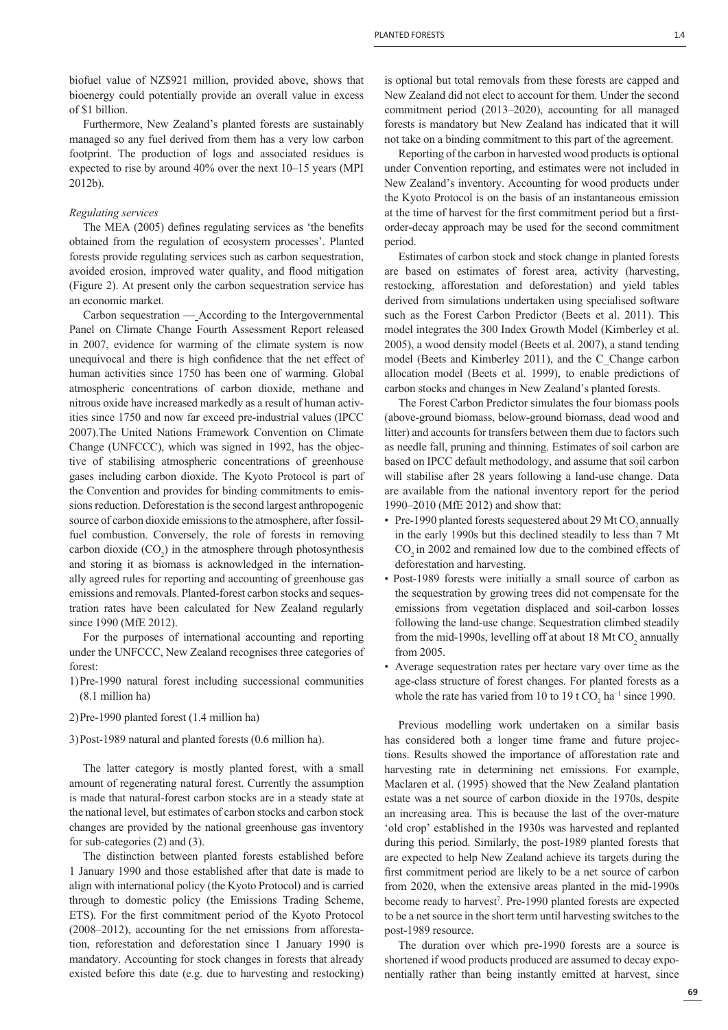biofuel value of NZ$921 million, provided above, shows that bioenergy could potentially provide an overall value in excess of $1 billion.

Furthermore, New Zealand's planted forests are sustainably managed so any fuel derived from them has a very low carbon footprint. The production of logs and associated residues is expected to rise by around 40% over the next 10–15 years (MPI 2012b).

*Regulating services*

The MEA (2005) defines regulating services as 'the benefits obtained from the regulation of ecosystem processes'. Planted forests provide regulating services such as carbon sequestration, avoided erosion, improved water quality, and flood mitigation (Figure 2). At present only the carbon sequestration service has an economic market.

Carbon sequestration — According to the Intergovernmental Panel on Climate Change Fourth Assessment Report released in 2007, evidence for warming of the climate system is now unequivocal and there is high confidence that the net effect of human activities since 1750 has been one of warming. Global atmospheric concentrations of carbon dioxide, methane and nitrous oxide have increased markedly as a result of human activities since 1750 and now far exceed pre-industrial values (IPCC 2007).The United Nations Framework Convention on Climate Change (UNFCCC), which was signed in 1992, has the objective of stabilising atmospheric concentrations of greenhouse gases including carbon dioxide. The Kyoto Protocol is part of the Convention and provides for binding commitments to emissions reduction. Deforestation is the second largest anthropogenic source of carbon dioxide emissions to the atmosphere, after fossil-fuel combustion. Conversely, the role of forests in removing carbon dioxide ($CO_2$) in the atmosphere through photosynthesis and storing it as biomass is acknowledged in the internationally agreed rules for reporting and accounting of greenhouse gas emissions and removals. Planted-forest carbon stocks and sequestration rates have been calculated for New Zealand regularly since 1990 (MfE 2012).

For the purposes of international accounting and reporting under the UNFCCC, New Zealand recognises three categories of forest:

1) Pre-1990 natural forest including successional communities (8.1 million ha)
2) Pre-1990 planted forest (1.4 million ha)
3) Post-1989 natural and planted forests (0.6 million ha).

The latter category is mostly planted forest, with a small amount of regenerating natural forest. Currently the assumption is made that natural-forest carbon stocks are in a steady state at the national level, but estimates of carbon stocks and carbon stock changes are provided by the national greenhouse gas inventory for sub-categories (2) and (3).

The distinction between planted forests established before 1 January 1990 and those established after that date is made to align with international policy (the Kyoto Protocol) and is carried through to domestic policy (the Emissions Trading Scheme, ETS). For the first commitment period of the Kyoto Protocol (2008–2012), accounting for the net emissions from afforestation, reforestation and deforestation since 1 January 1990 is mandatory. Accounting for stock changes in forests that already existed before this date (e.g. due to harvesting and restocking) is optional but total removals from these forests are capped and New Zealand did not elect to account for them. Under the second commitment period (2013–2020), accounting for all managed forests is mandatory but New Zealand has indicated that it will not take on a binding commitment to this part of the agreement.

Reporting of the carbon in harvested wood products is optional under Convention reporting, and estimates were not included in New Zealand's inventory. Accounting for wood products under the Kyoto Protocol is on the basis of an instantaneous emission at the time of harvest for the first commitment period but a first-order-decay approach may be used for the second commitment period.

Estimates of carbon stock and stock change in planted forests are based on estimates of forest area, activity (harvesting, restocking, afforestation and deforestation) and yield tables derived from simulations undertaken using specialised software such as the Forest Carbon Predictor (Beets et al. 2011). This model integrates the 300 Index Growth Model (Kimberley et al. 2005), a wood density model (Beets et al. 2007), a stand tending model (Beets and Kimberley 2011), and the C_Change carbon allocation model (Beets et al. 1999), to enable predictions of carbon stocks and changes in New Zealand's planted forests.

The Forest Carbon Predictor simulates the four biomass pools (above-ground biomass, below-ground biomass, dead wood and litter) and accounts for transfers between them due to factors such as needle fall, pruning and thinning. Estimates of soil carbon are based on IPCC default methodology, and assume that soil carbon will stabilise after 28 years following a land-use change. Data are available from the national inventory report for the period 1990–2010 (MfE 2012) and show that:

- Pre-1990 planted forests sequestered about 29 Mt $CO_2$ annually in the early 1990s but this declined steadily to less than 7 Mt $CO_2$ in 2002 and remained low due to the combined effects of deforestation and harvesting.
- Post-1989 forests were initially a small source of carbon as the sequestration by growing trees did not compensate for the emissions from vegetation displaced and soil-carbon losses following the land-use change. Sequestration climbed steadily from the mid-1990s, levelling off at about 18 Mt $CO_2$ annually from 2005.
- Average sequestration rates per hectare vary over time as the age-class structure of forest changes. For planted forests as a whole the rate has varied from 10 to 19 t $CO_2$ $ha^{-1}$ since 1990.

Previous modelling work undertaken on a similar basis has considered both a longer time frame and future projections. Results showed the importance of afforestation rate and harvesting rate in determining net emissions. For example, Maclaren et al. (1995) showed that the New Zealand plantation estate was a net source of carbon dioxide in the 1970s, despite an increasing area. This is because the last of the over-mature 'old crop' established in the 1930s was harvested and replanted during this period. Similarly, the post-1989 planted forests that are expected to help New Zealand achieve its targets during the first commitment period are likely to be a net source of carbon from 2020, when the extensive areas planted in the mid-1990s become ready to harvest[7]. Pre-1990 planted forests are expected to be a net source in the short term until harvesting switches to the post-1989 resource.

The duration over which pre-1990 forests are a source is shortened if wood products produced are assumed to decay exponentially rather than being instantly emitted at harvest, since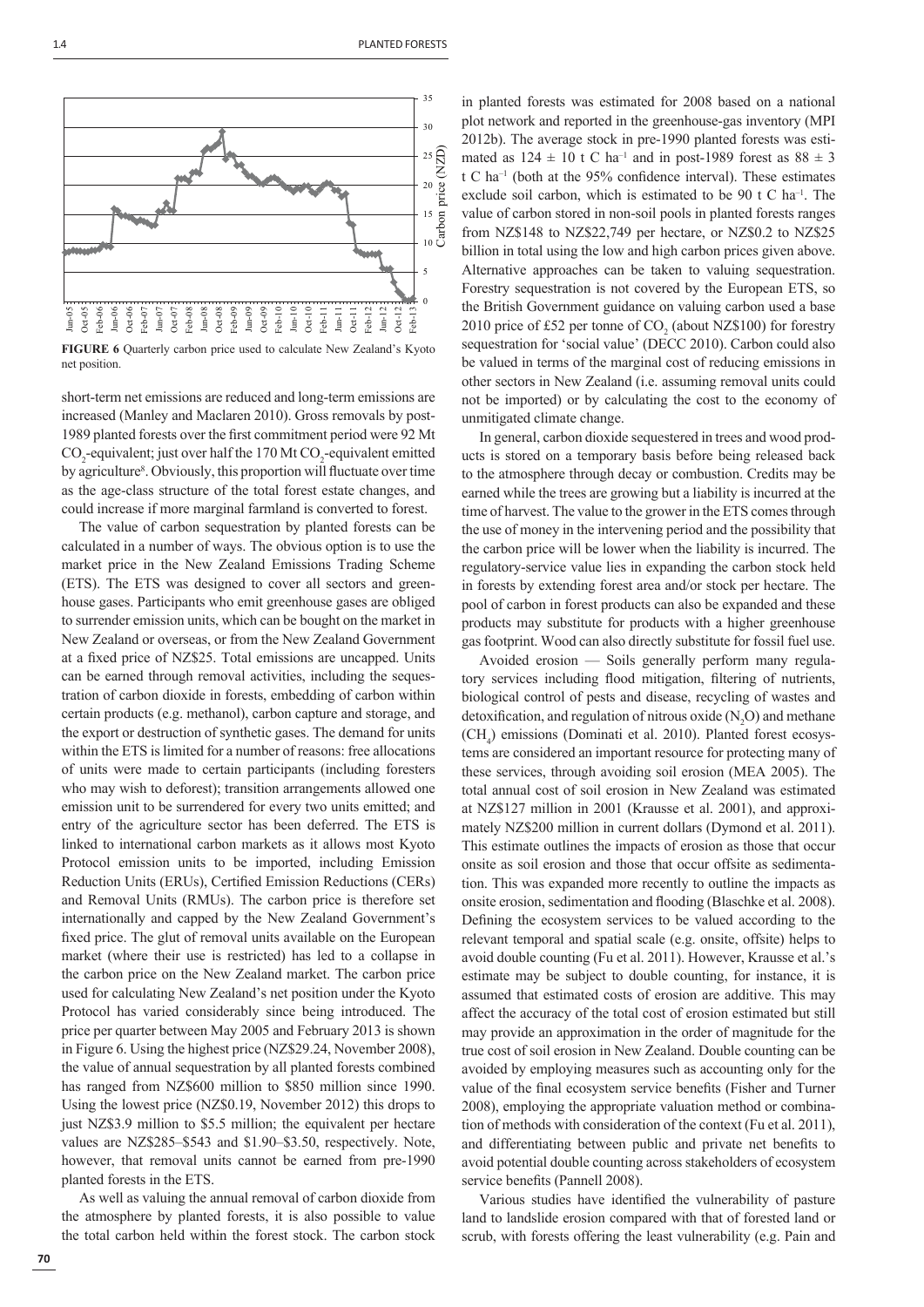**FIGURE 6** Quarterly carbon price used to calculate New Zealand's Kyoto net position.

short-term net emissions are reduced and long-term emissions are increased (Manley and Maclaren 2010). Gross removals by post-1989 planted forests over the first commitment period were 92 Mt $CO_2$-equivalent; just over half the 170 Mt $CO_2$-equivalent emitted by agriculture[8]. Obviously, this proportion will fluctuate over time as the age-class structure of the total forest estate changes, and could increase if more marginal farmland is converted to forest.

The value of carbon sequestration by planted forests can be calculated in a number of ways. The obvious option is to use the market price in the New Zealand Emissions Trading Scheme (ETS). The ETS was designed to cover all sectors and greenhouse gases. Participants who emit greenhouse gases are obliged to surrender emission units, which can be bought on the market in New Zealand or overseas, or from the New Zealand Government at a fixed price of NZ$25. Total emissions are uncapped. Units can be earned through removal activities, including the sequestration of carbon dioxide in forests, embedding of carbon within certain products (e.g. methanol), carbon capture and storage, and the export or destruction of synthetic gases. The demand for units within the ETS is limited for a number of reasons: free allocations of units were made to certain participants (including foresters who may wish to deforest); transition arrangements allowed one emission unit to be surrendered for every two units emitted; and entry of the agriculture sector has been deferred. The ETS is linked to international carbon markets as it allows most Kyoto Protocol emission units to be imported, including Emission Reduction Units (ERUs), Certified Emission Reductions (CERs) and Removal Units (RMUs). The carbon price is therefore set internationally and capped by the New Zealand Government's fixed price. The glut of removal units available on the European market (where their use is restricted) has led to a collapse in the carbon price on the New Zealand market. The carbon price used for calculating New Zealand's net position under the Kyoto Protocol has varied considerably since being introduced. The price per quarter between May 2005 and February 2013 is shown in Figure 6. Using the highest price (NZ$29.24, November 2008), the value of annual sequestration by all planted forests combined has ranged from NZ$600 million to $850 million since 1990. Using the lowest price (NZ$0.19, November 2012) this drops to just NZ$3.9 million to $5.5 million; the equivalent per hectare values are NZ$285–$543 and $1.90–$3.50, respectively. Note, however, that removal units cannot be earned from pre-1990 planted forests in the ETS.

As well as valuing the annual removal of carbon dioxide from the atmosphere by planted forests, it is also possible to value the total carbon held within the forest stock. The carbon stock in planted forests was estimated for 2008 based on a national plot network and reported in the greenhouse-gas inventory (MPI 2012b). The average stock in pre-1990 planted forests was estimated as $124 \pm 10$ t C ha$^{-1}$ and in post-1989 forest as $88 \pm 3$ t C ha$^{-1}$ (both at the 95% confidence interval). These estimates exclude soil carbon, which is estimated to be 90 t C ha$^{-1}$. The value of carbon stored in non-soil pools in planted forests ranges from NZ$148 to NZ$22,749 per hectare, or NZ$0.2 to NZ$25 billion in total using the low and high carbon prices given above. Alternative approaches can be taken to valuing sequestration. Forestry sequestration is not covered by the European ETS, so the British Government guidance on valuing carbon used a base 2010 price of £52 per tonne of $CO_2$ (about NZ$100) for forestry sequestration for 'social value' (DECC 2010). Carbon could also be valued in terms of the marginal cost of reducing emissions in other sectors in New Zealand (i.e. assuming removal units could not be imported) or by calculating the cost to the economy of unmitigated climate change.

In general, carbon dioxide sequestered in trees and wood products is stored on a temporary basis before being released back to the atmosphere through decay or combustion. Credits may be earned while the trees are growing but a liability is incurred at the time of harvest. The value to the grower in the ETS comes through the use of money in the intervening period and the possibility that the carbon price will be lower when the liability is incurred. The regulatory-service value lies in expanding the carbon stock held in forests by extending forest area and/or stock per hectare. The pool of carbon in forest products can also be expanded and these products may substitute for products with a higher greenhouse gas footprint. Wood can also directly substitute for fossil fuel use.

Avoided erosion — Soils generally perform many regulatory services including flood mitigation, filtering of nutrients, biological control of pests and disease, recycling of wastes and detoxification, and regulation of nitrous oxide ($N_2O$) and methane ($CH_4$) emissions (Dominati et al. 2010). Planted forest ecosystems are considered an important resource for protecting many of these services, through avoiding soil erosion (MEA 2005). The total annual cost of soil erosion in New Zealand was estimated at NZ$127 million in 2001 (Krausse et al. 2001), and approximately NZ$200 million in current dollars (Dymond et al. 2011). This estimate outlines the impacts of erosion as those that occur onsite as soil erosion and those that occur offsite as sedimentation. This was expanded more recently to outline the impacts as onsite erosion, sedimentation and flooding (Blaschke et al. 2008). Defining the ecosystem services to be valued according to the relevant temporal and spatial scale (e.g. onsite, offsite) helps to avoid double counting (Fu et al. 2011). However, Krausse et al.'s estimate may be subject to double counting, for instance, it is assumed that estimated costs of erosion are additive. This may affect the accuracy of the total cost of erosion estimated but still may provide an approximation in the order of magnitude for the true cost of soil erosion in New Zealand. Double counting can be avoided by employing measures such as accounting only for the value of the final ecosystem service benefits (Fisher and Turner 2008), employing the appropriate valuation method or combination of methods with consideration of the context (Fu et al. 2011), and differentiating between public and private net benefits to avoid potential double counting across stakeholders of ecosystem service benefits (Pannell 2008).

Various studies have identified the vulnerability of pasture land to landslide erosion compared with that of forested land or scrub, with forests offering the least vulnerability (e.g. Pain and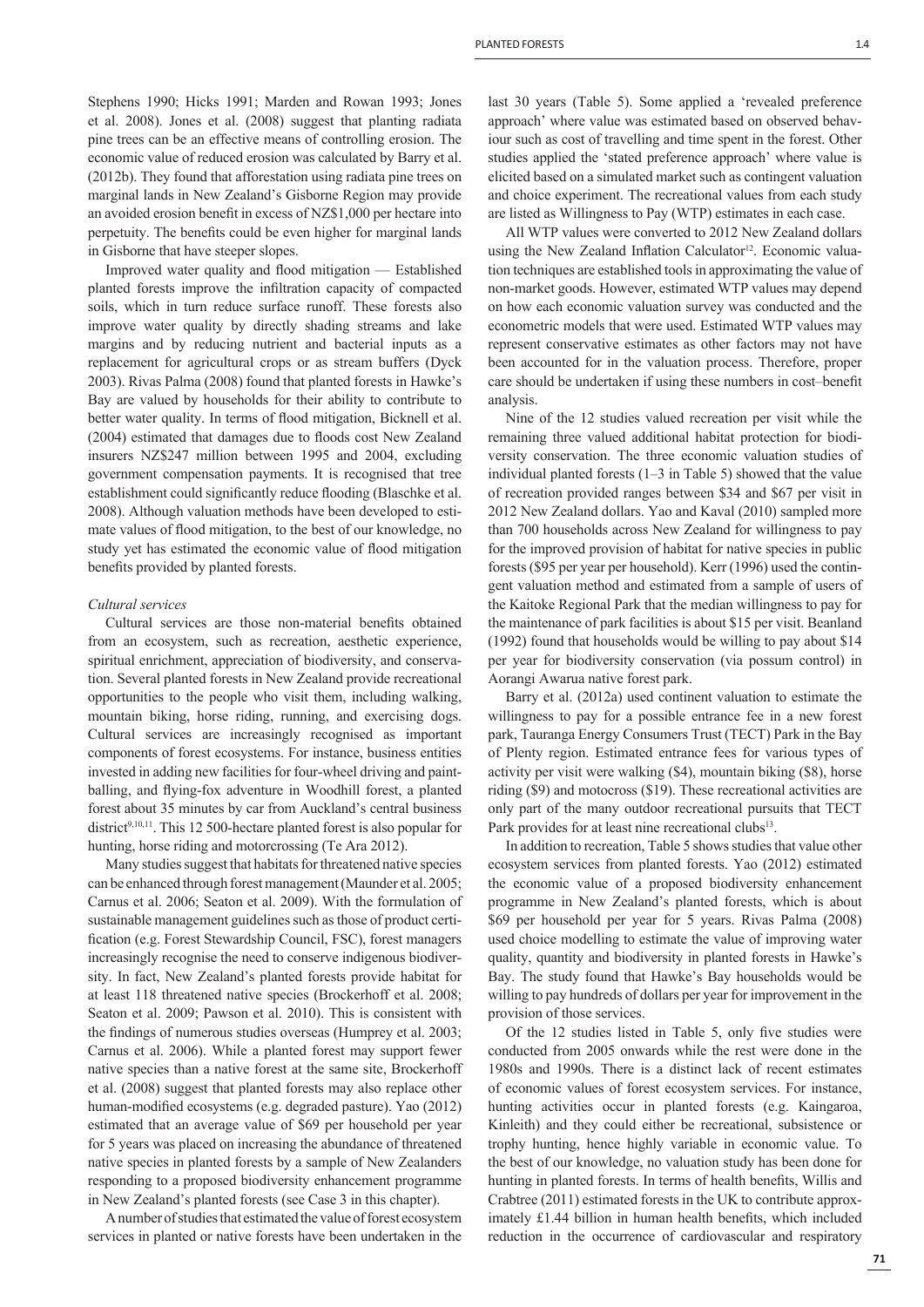Stephens 1990; Hicks 1991; Marden and Rowan 1993; Jones et al. 2008). Jones et al. (2008) suggest that planting radiata pine trees can be an effective means of controlling erosion. The economic value of reduced erosion was calculated by Barry et al. (2012b). They found that afforestation using radiata pine trees on marginal lands in New Zealand's Gisborne Region may provide an avoided erosion benefit in excess of NZ$1,000 per hectare into perpetuity. The benefits could be even higher for marginal lands in Gisborne that have steeper slopes.

Improved water quality and flood mitigation — Established planted forests improve the infiltration capacity of compacted soils, which in turn reduce surface runoff. These forests also improve water quality by directly shading streams and lake margins and by reducing nutrient and bacterial inputs as a replacement for agricultural crops or as stream buffers (Dyck 2003). Rivas Palma (2008) found that planted forests in Hawke's Bay are valued by households for their ability to contribute to better water quality. In terms of flood mitigation, Bicknell et al. (2004) estimated that damages due to floods cost New Zealand insurers NZ$247 million between 1995 and 2004, excluding government compensation payments. It is recognised that tree establishment could significantly reduce flooding (Blaschke et al. 2008). Although valuation methods have been developed to estimate values of flood mitigation, to the best of our knowledge, no study yet has estimated the economic value of flood mitigation benefits provided by planted forests.

*Cultural services*

Cultural services are those non-material benefits obtained from an ecosystem, such as recreation, aesthetic experience, spiritual enrichment, appreciation of biodiversity, and conservation. Several planted forests in New Zealand provide recreational opportunities to the people who visit them, including walking, mountain biking, horse riding, running, and exercising dogs. Cultural services are increasingly recognised as important components of forest ecosystems. For instance, business entities invested in adding new facilities for four-wheel driving and paintballing, and flying-fox adventure in Woodhill forest, a planted forest about 35 minutes by car from Auckland's central business district[9,10,11]. This 12 500-hectare planted forest is also popular for hunting, horse riding and motorcrossing (Te Ara 2012).

Many studies suggest that habitats for threatened native species can be enhanced through forest management (Maunder et al. 2005; Carnus et al. 2006; Seaton et al. 2009). With the formulation of sustainable management guidelines such as those of product certification (e.g. Forest Stewardship Council, FSC), forest managers increasingly recognise the need to conserve indigenous biodiversity. In fact, New Zealand's planted forests provide habitat for at least 118 threatened native species (Brockerhoff et al. 2008; Seaton et al. 2009; Pawson et al. 2010). This is consistent with the findings of numerous studies overseas (Humprey et al. 2003; Carnus et al. 2006). While a planted forest may support fewer native species than a native forest at the same site, Brockerhoff et al. (2008) suggest that planted forests may also replace other human-modified ecosystems (e.g. degraded pasture). Yao (2012) estimated that an average value of $69 per household per year for 5 years was placed on increasing the abundance of threatened native species in planted forests by a sample of New Zealanders responding to a proposed biodiversity enhancement programme in New Zealand's planted forests (see Case 3 in this chapter).

A number of studies that estimated the value of forest ecosystem services in planted or native forests have been undertaken in the last 30 years (Table 5). Some applied a 'revealed preference approach' where value was estimated based on observed behaviour such as cost of travelling and time spent in the forest. Other studies applied the 'stated preference approach' where value is elicited based on a simulated market such as contingent valuation and choice experiment. The recreational values from each study are listed as Willingness to Pay (WTP) estimates in each case.

All WTP values were converted to 2012 New Zealand dollars using the New Zealand Inflation Calculator[12]. Economic valuation techniques are established tools in approximating the value of non-market goods. However, estimated WTP values may depend on how each economic valuation survey was conducted and the econometric models that were used. Estimated WTP values may represent conservative estimates as other factors may not have been accounted for in the valuation process. Therefore, proper care should be undertaken if using these numbers in cost–benefit analysis.

Nine of the 12 studies valued recreation per visit while the remaining three valued additional habitat protection for biodiversity conservation. The three economic valuation studies of individual planted forests (1–3 in Table 5) showed that the value of recreation provided ranges between $34 and $67 per visit in 2012 New Zealand dollars. Yao and Kaval (2010) sampled more than 700 households across New Zealand for willingness to pay for the improved provision of habitat for native species in public forests ($95 per year per household). Kerr (1996) used the contingent valuation method and estimated from a sample of users of the Kaitoke Regional Park that the median willingness to pay for the maintenance of park facilities is about $15 per visit. Beanland (1992) found that households would be willing to pay about $14 per year for biodiversity conservation (via possum control) in Aorangi Awarua native forest park.

Barry et al. (2012a) used continent valuation to estimate the willingness to pay for a possible entrance fee in a new forest park, Tauranga Energy Consumers Trust (TECT) Park in the Bay of Plenty region. Estimated entrance fees for various types of activity per visit were walking ($4), mountain biking ($8), horse riding ($9) and motocross ($19). These recreational activities are only part of the many outdoor recreational pursuits that TECT Park provides for at least nine recreational clubs[13].

In addition to recreation, Table 5 shows studies that value other ecosystem services from planted forests. Yao (2012) estimated the economic value of a proposed biodiversity enhancement programme in New Zealand's planted forests, which is about $69 per household per year for 5 years. Rivas Palma (2008) used choice modelling to estimate the value of improving water quality, quantity and biodiversity in planted forests in Hawke's Bay. The study found that Hawke's Bay households would be willing to pay hundreds of dollars per year for improvement in the provision of those services.

Of the 12 studies listed in Table 5, only five studies were conducted from 2005 onwards while the rest were done in the 1980s and 1990s. There is a distinct lack of recent estimates of economic values of forest ecosystem services. For instance, hunting activities occur in planted forests (e.g. Kaingaroa, Kinleith) and they could either be recreational, subsistence or trophy hunting, hence highly variable in economic value. To the best of our knowledge, no valuation study has been done for hunting in planted forests. In terms of health benefits, Willis and Crabtree (2011) estimated forests in the UK to contribute approximately £1.44 billion in human health benefits, which included reduction in the occurrence of cardiovascular and respiratory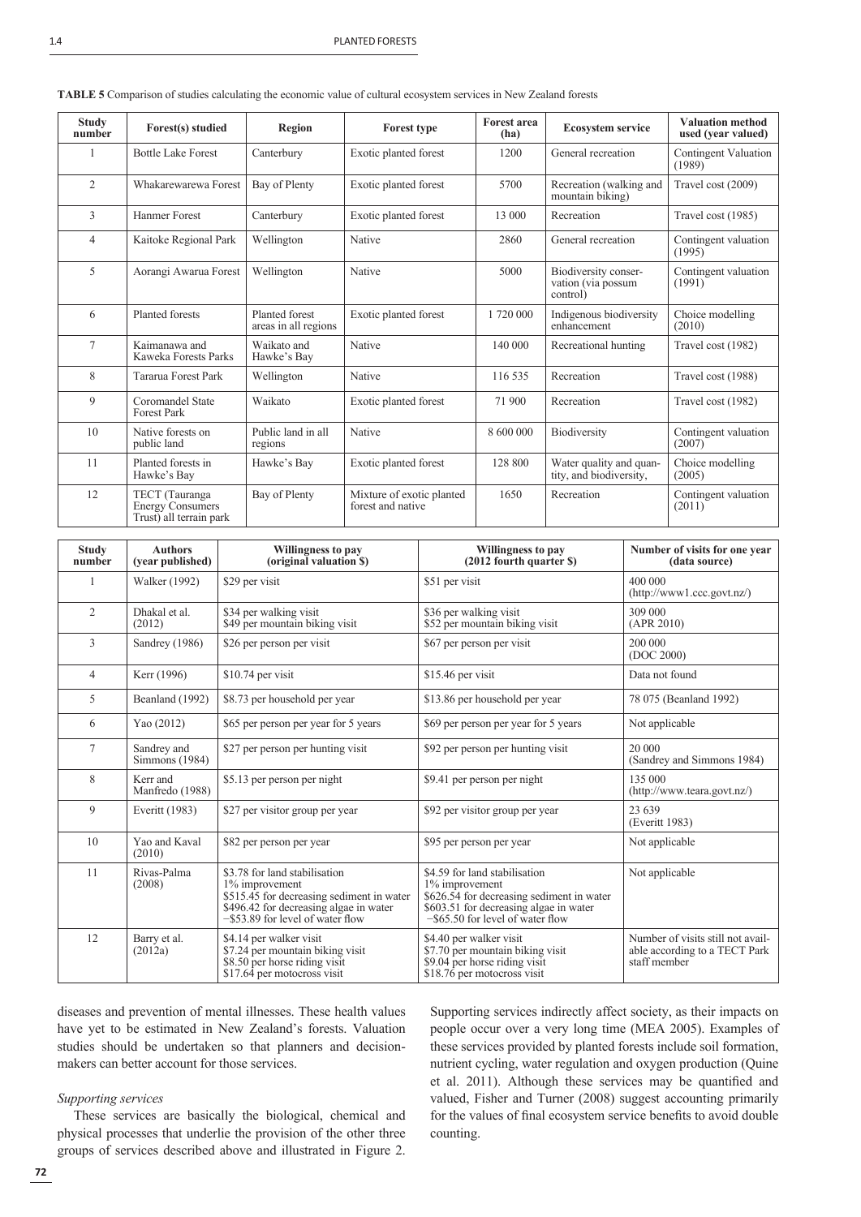**TABLE 5** Comparison of studies calculating the economic value of cultural ecosystem services in New Zealand forests

| Study number | Forest(s) studied | Region | Forest type | Forest area (ha) | Ecosystem service | Valuation method used (year valued) |
|---|---|---|---|---|---|---|
| 1 | Bottle Lake Forest | Canterbury | Exotic planted forest | 1200 | General recreation | Contingent Valuation (1989) |
| 2 | Whakarewarewa Forest | Bay of Plenty | Exotic planted forest | 5700 | Recreation (walking and mountain biking) | Travel cost (2009) |
| 3 | Hanmer Forest | Canterbury | Exotic planted forest | 13 000 | Recreation | Travel cost (1985) |
| 4 | Kaitoke Regional Park | Wellington | Native | 2860 | General recreation | Contingent valuation (1995) |
| 5 | Aorangi Awarua Forest | Wellington | Native | 5000 | Biodiversity conservation (via possum control) | Contingent valuation (1991) |
| 6 | Planted forests | Planted forest areas in all regions | Exotic planted forest | 1 720 000 | Indigenous biodiversity enhancement | Choice modelling (2010) |
| 7 | Kaimanawa and Kaweka Forests Parks | Waikato and Hawke's Bay | Native | 140 000 | Recreational hunting | Travel cost (1982) |
| 8 | Tararua Forest Park | Wellington | Native | 116 535 | Recreation | Travel cost (1988) |
| 9 | Coromandel State Forest Park | Waikato | Exotic planted forest | 71 900 | Recreation | Travel cost (1982) |
| 10 | Native forests on public land | Public land in all regions | Native | 8 600 000 | Biodiversity | Contingent valuation (2007) |
| 11 | Planted forests in Hawke's Bay | Hawke's Bay | Exotic planted forest | 128 800 | Water quality and quantity, and biodiversity, | Choice modelling (2005) |
| 12 | TECT (Tauranga Energy Consumers Trust) all terrain park | Bay of Plenty | Mixture of exotic planted forest and native | 1650 | Recreation | Contingent valuation (2011) |

| Study number | Authors (year published) | Willingness to pay (original valuation $) | Willingness to pay (2012 fourth quarter $) | Number of visits for one year (data source) |
|---|---|---|---|---|
| 1 | Walker (1992) | $29 per visit | $51 per visit | 400 000 (http://www1.ccc.govt.nz/) |
| 2 | Dhakal et al. (2012) | $34 per walking visit<br>$49 per mountain biking visit | $36 per walking visit<br>$52 per mountain biking visit | 309 000 (APR 2010) |
| 3 | Sandrey (1986) | $26 per person per visit | $67 per person per visit | 200 000 (DOC 2000) |
| 4 | Kerr (1996) | $10.74 per visit | $15.46 per visit | Data not found |
| 5 | Beanland (1992) | $8.73 per household per year | $13.86 per household per year | 78 075 (Beanland 1992) |
| 6 | Yao (2012) | $65 per person per year for 5 years | $69 per person per year for 5 years | Not applicable |
| 7 | Sandrey and Simmons (1984) | $27 per person per hunting visit | $92 per person per hunting visit | 20 000 (Sandrey and Simmons 1984) |
| 8 | Kerr and Manfredo (1988) | $5.13 per person per night | $9.41 per person per night | 135 000 (http://www.teara.govt.nz/) |
| 9 | Everitt (1983) | $27 per visitor group per year | $92 per visitor group per year | 23 639 (Everitt 1983) |
| 10 | Yao and Kaval (2010) | $82 per person per year | $95 per person per year | Not applicable |
| 11 | Rivas-Palma (2008) | $3.78 for land stabilisation 1% improvement<br>$515.45 for decreasing sediment in water<br>$496.42 for decreasing algae in water<br>−$53.89 for level of water flow | $4.59 for land stabilisation 1% improvement<br>$626.54 for decreasing sediment in water<br>$603.51 for decreasing algae in water<br>−$65.50 for level of water flow | Not applicable |
| 12 | Barry et al. (2012a) | $4.14 per walker visit<br>$7.24 per mountain biking visit<br>$8.50 per horse riding visit<br>$17.64 per motocross visit | $4.40 per walker visit<br>$7.70 per mountain biking visit<br>$9.04 per horse riding visit<br>$18.76 per motocross visit | Number of visits still not available according to a TECT Park staff member |

diseases and prevention of mental illnesses. These health values have yet to be estimated in New Zealand's forests. Valuation studies should be undertaken so that planners and decision-makers can better account for those services.

*Supporting services*

These services are basically the biological, chemical and physical processes that underlie the provision of the other three groups of services described above and illustrated in Figure 2. Supporting services indirectly affect society, as their impacts on people occur over a very long time (MEA 2005). Examples of these services provided by planted forests include soil formation, nutrient cycling, water regulation and oxygen production (Quine et al. 2011). Although these services may be quantified and valued, Fisher and Turner (2008) suggest accounting primarily for the values of final ecosystem service benefits to avoid double counting.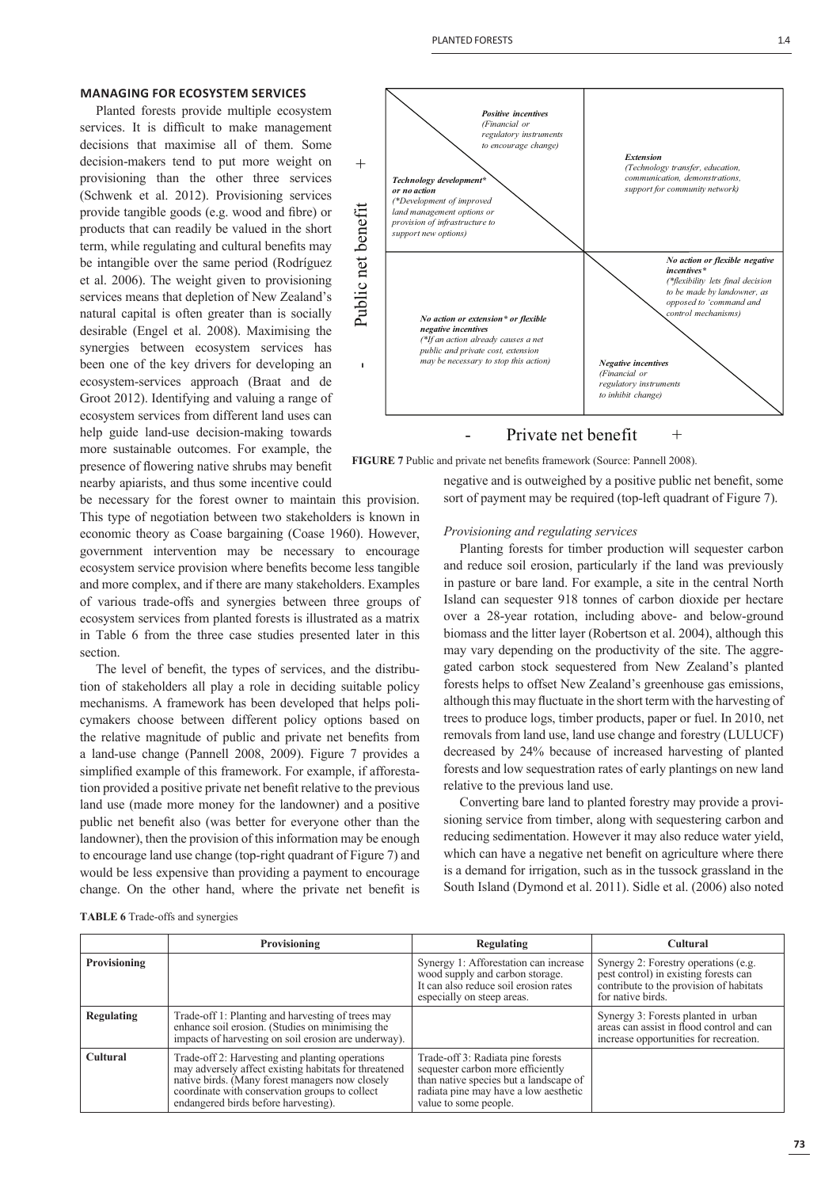## MANAGING FOR ECOSYSTEM SERVICES

Planted forests provide multiple ecosystem services. It is difficult to make management decisions that maximise all of them. Some decision-makers tend to put more weight on provisioning than the other three services (Schwenk et al. 2012). Provisioning services provide tangible goods (e.g. wood and fibre) or products that can readily be valued in the short term, while regulating and cultural benefits may be intangible over the same period (Rodríguez et al. 2006). The weight given to provisioning services means that depletion of New Zealand's natural capital is often greater than is socially desirable (Engel et al. 2008). Maximising the synergies between ecosystem services has been one of the key drivers for developing an ecosystem-services approach (Braat and de Groot 2012). Identifying and valuing a range of ecosystem services from different land uses can help guide land-use decision-making towards more sustainable outcomes. For example, the presence of flowering native shrubs may benefit nearby apiarists, and thus some incentive could be necessary for the forest owner to maintain this provision. This type of negotiation between two stakeholders is known in economic theory as Coase bargaining (Coase 1960). However, government intervention may be necessary to encourage ecosystem service provision where benefits become less tangible and more complex, and if there are many stakeholders. Examples of various trade-offs and synergies between three groups of ecosystem services from planted forests is illustrated as a matrix in Table 6 from the three case studies presented later in this section.

The level of benefit, the types of services, and the distribution of stakeholders all play a role in deciding suitable policy mechanisms. A framework has been developed that helps policymakers choose between different policy options based on the relative magnitude of public and private net benefits from a land-use change (Pannell 2008, 2009). Figure 7 provides a simplified example of this framework. For example, if afforestation provided a positive private net benefit relative to the previous land use (made more money for the landowner) and a positive public net benefit also (was better for everyone other than the landowner), then the provision of this information may be enough to encourage land use change (top-right quadrant of Figure 7) and would be less expensive than providing a payment to encourage change. On the other hand, where the private net benefit is negative and is outweighed by a positive public net benefit, some sort of payment may be required (top-left quadrant of Figure 7).

| | Private net benefit − | Private net benefit + |
|---|---|---|
| **Public net benefit +** | ***Positive incentives*** *(Financial or regulatory instruments to encourage change)* / ***Technology development\* or no action*** *(\*Development of improved land management options or provision of infrastructure to support new options)* | ***Extension*** *(Technology transfer, education, communication, demonstrations, support for community network)* |
| **Public net benefit −** | ***No action or extension\* or flexible negative incentives*** *(\*If an action already causes a net public and private cost, extension may be necessary to stop this action)* | ***No action or flexible negative incentives\**** *(\*flexibility lets final decision to be made by landowner, as opposed to 'command and control mechanisms)* / ***Negative incentives*** *(Financial or regulatory instruments to inhibit change)* |

**FIGURE 7** Public and private net benefits framework (Source: Pannell 2008).

### *Provisioning and regulating services*

Planting forests for timber production will sequester carbon and reduce soil erosion, particularly if the land was previously in pasture or bare land. For example, a site in the central North Island can sequester 918 tonnes of carbon dioxide per hectare over a 28-year rotation, including above- and below-ground biomass and the litter layer (Robertson et al. 2004), although this may vary depending on the productivity of the site. The aggregated carbon stock sequestered from New Zealand's planted forests helps to offset New Zealand's greenhouse gas emissions, although this may fluctuate in the short term with the harvesting of trees to produce logs, timber products, paper or fuel. In 2010, net removals from land use, land use change and forestry (LULUCF) decreased by 24% because of increased harvesting of planted forests and low sequestration rates of early plantings on new land relative to the previous land use.

Converting bare land to planted forestry may provide a provisioning service from timber, along with sequestering carbon and reducing sedimentation. However it may also reduce water yield, which can have a negative net benefit on agriculture where there is a demand for irrigation, such as in the tussock grassland in the South Island (Dymond et al. 2011). Sidle et al. (2006) also noted

**TABLE 6** Trade-offs and synergies

| | **Provisioning** | **Regulating** | **Cultural** |
|---|---|---|---|
| **Provisioning** | | Synergy 1: Afforestation can increase wood supply and carbon storage. It can also reduce soil erosion rates especially on steep areas. | Synergy 2: Forestry operations (e.g. pest control) in existing forests can contribute to the provision of habitats for native birds. |
| **Regulating** | Trade-off 1: Planting and harvesting of trees may enhance soil erosion. (Studies on minimising the impacts of harvesting on soil erosion are underway). | | Synergy 3: Forests planted in urban areas can assist in flood control and can increase opportunities for recreation. |
| **Cultural** | Trade-off 2: Harvesting and planting operations may adversely affect existing habitats for threatened native birds. (Many forest managers now closely coordinate with conservation groups to collect endangered birds before harvesting). | Trade-off 3: Radiata pine forests sequester carbon more efficiently than native species but a landscape of radiata pine may have a low aesthetic value to some people. | |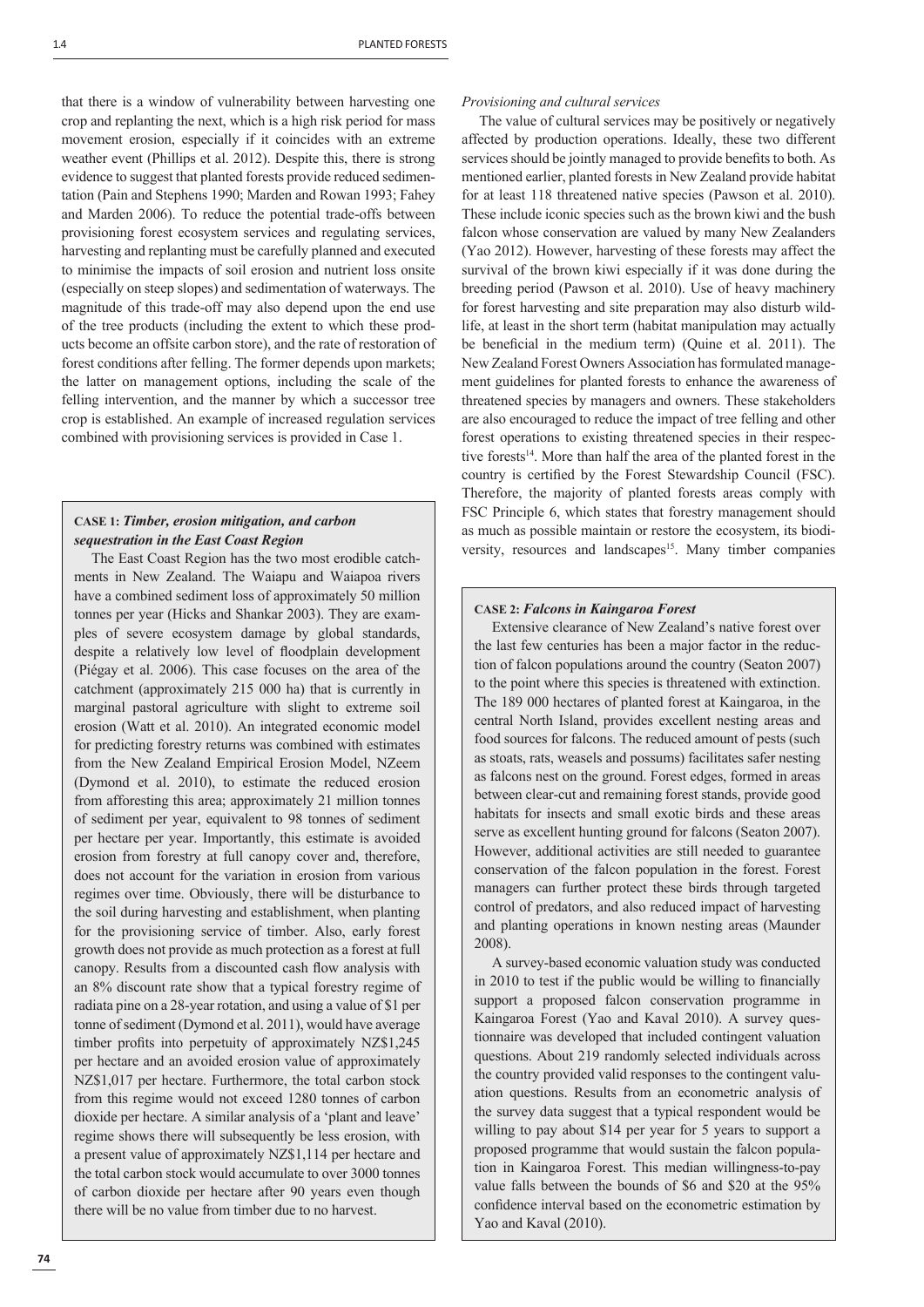that there is a window of vulnerability between harvesting one crop and replanting the next, which is a high risk period for mass movement erosion, especially if it coincides with an extreme weather event (Phillips et al. 2012). Despite this, there is strong evidence to suggest that planted forests provide reduced sedimentation (Pain and Stephens 1990; Marden and Rowan 1993; Fahey and Marden 2006). To reduce the potential trade-offs between provisioning forest ecosystem services and regulating services, harvesting and replanting must be carefully planned and executed to minimise the impacts of soil erosion and nutrient loss onsite (especially on steep slopes) and sedimentation of waterways. The magnitude of this trade-off may also depend upon the end use of the tree products (including the extent to which these products become an offsite carbon store), and the rate of restoration of forest conditions after felling. The former depends upon markets; the latter on management options, including the scale of the felling intervention, and the manner by which a successor tree crop is established. An example of increased regulation services combined with provisioning services is provided in Case 1.

> **CASE 1: *Timber, erosion mitigation, and carbon sequestration in the East Coast Region***
>
> The East Coast Region has the two most erodible catchments in New Zealand. The Waiapu and Waiapoa rivers have a combined sediment loss of approximately 50 million tonnes per year (Hicks and Shankar 2003). They are examples of severe ecosystem damage by global standards, despite a relatively low level of floodplain development (Piégay et al. 2006). This case focuses on the area of the catchment (approximately 215 000 ha) that is currently in marginal pastoral agriculture with slight to extreme soil erosion (Watt et al. 2010). An integrated economic model for predicting forestry returns was combined with estimates from the New Zealand Empirical Erosion Model, NZeem (Dymond et al. 2010), to estimate the reduced erosion from afforesting this area; approximately 21 million tonnes of sediment per year, equivalent to 98 tonnes of sediment per hectare per year. Importantly, this estimate is avoided erosion from forestry at full canopy cover and, therefore, does not account for the variation in erosion from various regimes over time. Obviously, there will be disturbance to the soil during harvesting and establishment, when planting for the provisioning service of timber. Also, early forest growth does not provide as much protection as a forest at full canopy. Results from a discounted cash flow analysis with an 8% discount rate show that a typical forestry regime of radiata pine on a 28-year rotation, and using a value of $1 per tonne of sediment (Dymond et al. 2011), would have average timber profits into perpetuity of approximately NZ$1,245 per hectare and an avoided erosion value of approximately NZ$1,017 per hectare. Furthermore, the total carbon stock from this regime would not exceed 1280 tonnes of carbon dioxide per hectare. A similar analysis of a 'plant and leave' regime shows there will subsequently be less erosion, with a present value of approximately NZ$1,114 per hectare and the total carbon stock would accumulate to over 3000 tonnes of carbon dioxide per hectare after 90 years even though there will be no value from timber due to no harvest.

*Provisioning and cultural services*

The value of cultural services may be positively or negatively affected by production operations. Ideally, these two different services should be jointly managed to provide benefits to both. As mentioned earlier, planted forests in New Zealand provide habitat for at least 118 threatened native species (Pawson et al. 2010). These include iconic species such as the brown kiwi and the bush falcon whose conservation are valued by many New Zealanders (Yao 2012). However, harvesting of these forests may affect the survival of the brown kiwi especially if it was done during the breeding period (Pawson et al. 2010). Use of heavy machinery for forest harvesting and site preparation may also disturb wildlife, at least in the short term (habitat manipulation may actually be beneficial in the medium term) (Quine et al. 2011). The New Zealand Forest Owners Association has formulated management guidelines for planted forests to enhance the awareness of threatened species by managers and owners. These stakeholders are also encouraged to reduce the impact of tree felling and other forest operations to existing threatened species in their respective forests[14]. More than half the area of the planted forest in the country is certified by the Forest Stewardship Council (FSC). Therefore, the majority of planted forests areas comply with FSC Principle 6, which states that forestry management should as much as possible maintain or restore the ecosystem, its biodiversity, resources and landscapes[15]. Many timber companies

> **CASE 2: *Falcons in Kaingaroa Forest***
>
> Extensive clearance of New Zealand's native forest over the last few centuries has been a major factor in the reduction of falcon populations around the country (Seaton 2007) to the point where this species is threatened with extinction. The 189 000 hectares of planted forest at Kaingaroa, in the central North Island, provides excellent nesting areas and food sources for falcons. The reduced amount of pests (such as stoats, rats, weasels and possums) facilitates safer nesting as falcons nest on the ground. Forest edges, formed in areas between clear-cut and remaining forest stands, provide good habitats for insects and small exotic birds and these areas serve as excellent hunting ground for falcons (Seaton 2007). However, additional activities are still needed to guarantee conservation of the falcon population in the forest. Forest managers can further protect these birds through targeted control of predators, and also reduced impact of harvesting and planting operations in known nesting areas (Maunder 2008).
>
> A survey-based economic valuation study was conducted in 2010 to test if the public would be willing to financially support a proposed falcon conservation programme in Kaingaroa Forest (Yao and Kaval 2010). A survey questionnaire was developed that included contingent valuation questions. About 219 randomly selected individuals across the country provided valid responses to the contingent valuation questions. Results from an econometric analysis of the survey data suggest that a typical respondent would be willing to pay about $14 per year for 5 years to support a proposed programme that would sustain the falcon population in Kaingaroa Forest. This median willingness-to-pay value falls between the bounds of $6 and $20 at the 95% confidence interval based on the econometric estimation by Yao and Kaval (2010).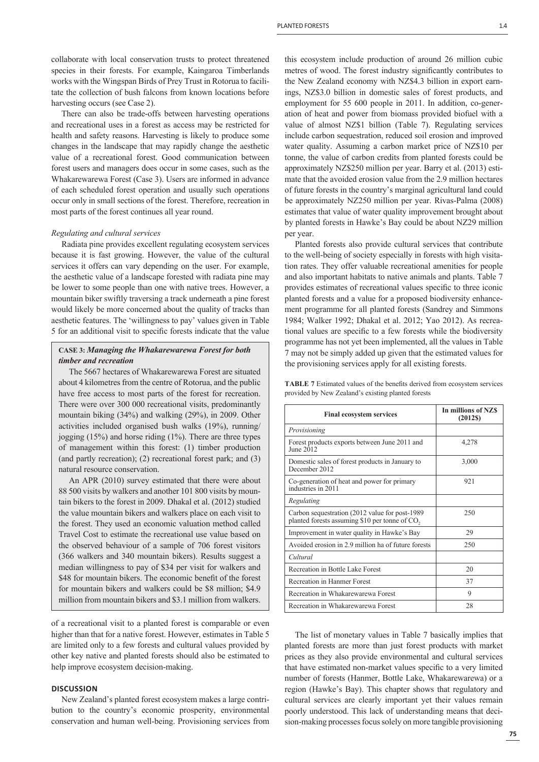collaborate with local conservation trusts to protect threatened species in their forests. For example, Kaingaroa Timberlands works with the Wingspan Birds of Prey Trust in Rotorua to facilitate the collection of bush falcons from known locations before harvesting occurs (see Case 2).

There can also be trade-offs between harvesting operations and recreational uses in a forest as access may be restricted for health and safety reasons. Harvesting is likely to produce some changes in the landscape that may rapidly change the aesthetic value of a recreational forest. Good communication between forest users and managers does occur in some cases, such as the Whakarewarewa Forest (Case 3). Users are informed in advance of each scheduled forest operation and usually such operations occur only in small sections of the forest. Therefore, recreation in most parts of the forest continues all year round.

*Regulating and cultural services*

Radiata pine provides excellent regulating ecosystem services because it is fast growing. However, the value of the cultural services it offers can vary depending on the user. For example, the aesthetic value of a landscape forested with radiata pine may be lower to some people than one with native trees. However, a mountain biker swiftly traversing a track underneath a pine forest would likely be more concerned about the quality of tracks than aesthetic features. The 'willingness to pay' values given in Table 5 for an additional visit to specific forests indicate that the value of a recreational visit to a planted forest is comparable or even higher than that for a native forest. However, estimates in Table 5 are limited only to a few forests and cultural values provided by other key native and planted forests should also be estimated to help improve ecosystem decision-making.

> **CASE 3:** ***Managing the Whakarewarewa Forest for both timber and recreation***
>
> The 5667 hectares of Whakarewarewa Forest are situated about 4 kilometres from the centre of Rotorua, and the public have free access to most parts of the forest for recreation. There were over 300 000 recreational visits, predominantly mountain biking (34%) and walking (29%), in 2009. Other activities included organised bush walks (19%), running/jogging (15%) and horse riding (1%). There are three types of management within this forest: (1) timber production (and partly recreation); (2) recreational forest park; and (3) natural resource conservation.
>
> An APR (2010) survey estimated that there were about 88 500 visits by walkers and another 101 800 visits by mountain bikers to the forest in 2009. Dhakal et al. (2012) studied the value mountain bikers and walkers place on each visit to the forest. They used an economic valuation method called Travel Cost to estimate the recreational use value based on the observed behaviour of a sample of 706 forest visitors (366 walkers and 340 mountain bikers). Results suggest a median willingness to pay of $34 per visit for walkers and $48 for mountain bikers. The economic benefit of the forest for mountain bikers and walkers could be $8 million; $4.9 million from mountain bikers and $3.1 million from walkers.

## DISCUSSION

New Zealand's planted forest ecosystem makes a large contribution to the country's economic prosperity, environmental conservation and human well-being. Provisioning services from this ecosystem include production of around 26 million cubic metres of wood. The forest industry significantly contributes to the New Zealand economy with NZ$4.3 billion in export earnings, NZ$3.0 billion in domestic sales of forest products, and employment for 55 600 people in 2011. In addition, co-generation of heat and power from biomass provided biofuel with a value of almost NZ$1 billion (Table 7). Regulating services include carbon sequestration, reduced soil erosion and improved water quality. Assuming a carbon market price of NZ$10 per tonne, the value of carbon credits from planted forests could be approximately NZ$250 million per year. Barry et al. (2013) estimate that the avoided erosion value from the 2.9 million hectares of future forests in the country's marginal agricultural land could be approximately NZ250 million per year. Rivas-Palma (2008) estimates that value of water quality improvement brought about by planted forests in Hawke's Bay could be about NZ29 million per year.

Planted forests also provide cultural services that contribute to the well-being of society especially in forests with high visitation rates. They offer valuable recreational amenities for people and also important habitats to native animals and plants. Table 7 provides estimates of recreational values specific to three iconic planted forests and a value for a proposed biodiversity enhancement programme for all planted forests (Sandrey and Simmons 1984; Walker 1992; Dhakal et al. 2012; Yao 2012). As recreational values are specific to a few forests while the biodiversity programme has not yet been implemented, all the values in Table 7 may not be simply added up given that the estimated values for the provisioning services apply for all existing forests.

**TABLE 7** Estimated values of the benefits derived from ecosystem services provided by New Zealand's existing planted forests

| Final ecosystem services | In millions of NZ$ (2012$) |
|---|---|
| *Provisioning* | |
| Forest products exports between June 2011 and June 2012 | 4,278 |
| Domestic sales of forest products in January to December 2012 | 3,000 |
| Co-generation of heat and power for primary industries in 2011 | 921 |
| *Regulating* | |
| Carbon sequestration (2012 value for post-1989 planted forests assuming $10 per tonne of $CO_2$ | 250 |
| Improvement in water quality in Hawke's Bay | 29 |
| Avoided erosion in 2.9 million ha of future forests | 250 |
| *Cultural* | |
| Recreation in Bottle Lake Forest | 20 |
| Recreation in Hanmer Forest | 37 |
| Recreation in Whakarewarewa Forest | 9 |
| Recreation in Whakarewarewa Forest | 28 |

The list of monetary values in Table 7 basically implies that planted forests are more than just forest products with market prices as they also provide environmental and cultural services that have estimated non-market values specific to a very limited number of forests (Hanmer, Bottle Lake, Whakarewarewa) or a region (Hawke's Bay). This chapter shows that regulatory and cultural services are clearly important yet their values remain poorly understood. This lack of understanding means that decision-making processes focus solely on more tangible provisioning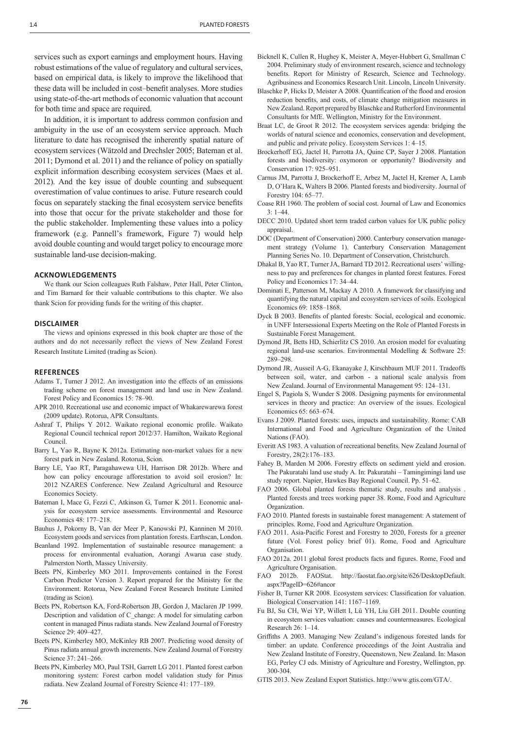services such as export earnings and employment hours. Having robust estimations of the value of regulatory and cultural services, based on empirical data, is likely to improve the likelihood that these data will be included in cost–benefit analyses. More studies using state-of-the-art methods of economic valuation that account for both time and space are required.

In addition, it is important to address common confusion and ambiguity in the use of an ecosystem service approach. Much literature to date has recognised the inherently spatial nature of ecosystem services (Wätzold and Drechsler 2005; Bateman et al. 2011; Dymond et al. 2011) and the reliance of policy on spatially explicit information describing ecosystem services (Maes et al. 2012). And the key issue of double counting and subsequent overestimation of value continues to arise. Future research could focus on separately stacking the final ecosystem service benefits into those that occur for the private stakeholder and those for the public stakeholder. Implementing these values into a policy framework (e.g. Pannell's framework, Figure 7) would help avoid double counting and would target policy to encourage more sustainable land-use decision-making.

## ACKNOWLEDGEMENTS

We thank our Scion colleagues Ruth Falshaw, Peter Hall, Peter Clinton, and Tim Barnard for their valuable contributions to this chapter. We also thank Scion for providing funds for the writing of this chapter.

## DISCLAIMER

The views and opinions expressed in this book chapter are those of the authors and do not necessarily reflect the views of New Zealand Forest Research Institute Limited (trading as Scion).

## REFERENCES

Adams T, Turner J 2012. An investigation into the effects of an emissions trading scheme on forest management and land use in New Zealand. Forest Policy and Economics 15: 78–90.

APR 2010. Recreational use and economic impact of Whakarewarewa forest (2009 update). Rotorua, APR Consultants.

Ashraf T, Philips Y 2012. Waikato regional economic profile. Waikato Regional Council technical report 2012/37. Hamilton, Waikato Regional Council.

Barry L, Yao R, Bayne K 2012a. Estimating non-market values for a new forest park in New Zealand. Rotorua, Scion.

Barry LE, Yao RT, Paragahawewa UH, Harrison DR 2012b. Where and how can policy encourage afforestation to avoid soil erosion? In: 2012 NZARES Conference. New Zealand Agricultural and Resource Economics Society.

Bateman I, Mace G, Fezzi C, Atkinson G, Turner K 2011. Economic analysis for ecosystem service assessments. Environmental and Resource Economics 48: 177–218.

Bauhus J, Pokorny B, Van der Meer P, Kanowski PJ, Kanninen M 2010. Ecosystem goods and services from plantation forests. Earthscan, London.

Beanland 1992. Implementation of sustainable resource management: a process for environmental evaluation, Aorangi Awarua case study. Palmerston North, Massey University.

Beets PN, Kimberley MO 2011. Improvements contained in the Forest Carbon Predictor Version 3. Report prepared for the Ministry for the Environment. Rotorua, New Zealand Forest Research Institute Limited (trading as Scion).

Beets PN, Robertson KA, Ford-Robertson JB, Gordon J, Maclaren JP 1999. Description and validation of C_change: A model for simulating carbon content in managed Pinus radiata stands. New Zealand Journal of Forestry Science 29: 409–427.

Beets PN, Kimberley MO, McKinley RB 2007. Predicting wood density of Pinus radiata annual growth increments. New Zealand Journal of Forestry Science 37: 241–266.

Beets PN, Kimberley MO, Paul TSH, Garrett LG 2011. Planted forest carbon monitoring system: Forest carbon model validation study for Pinus radiata. New Zealand Journal of Forestry Science 41: 177–189.

Bicknell K, Cullen R, Hughey K, Meister A, Meyer-Hubbert G, Smallman C 2004. Preliminary study of environment research, science and technology benefits. Report for Ministry of Research, Science and Technology. Agribusiness and Economics Research Unit. Lincoln, Lincoln University.

Blaschke P, Hicks D, Meister A 2008. Quantification of the flood and erosion reduction benefits, and costs, of climate change mitigation measures in New Zealand. Report prepared by Blaschke and Rutherford Environmental Consultants for MfE. Wellington, Ministry for the Environment.

Braat LC, de Groot R 2012. The ecosystem services agenda: bridging the worlds of natural science and economics, conservation and development, and public and private policy. Ecosystem Services 1: 4–15.

Brockerhoff EG, Jactel H, Parrotta JA, Quine CP, Sayer J 2008. Plantation forests and biodiversity: oxymoron or opportunity? Biodiversity and Conservation 17: 925–951.

Carnus JM, Parrotta J, Brockerhoff E, Arbez M, Jactel H, Kremer A, Lamb D, O'Hara K, Walters B 2006. Planted forests and biodiversity. Journal of Forestry 104: 65–77.

Coase RH 1960. The problem of social cost. Journal of Law and Economics 3: 1–44.

DECC 2010. Updated short term traded carbon values for UK public policy appraisal.

DOC (Department of Conservation) 2000. Canterbury conservation management strategy (Volume 1). Canterbury Conservation Management Planning Series No. 10. Department of Conservation, Christchurch.

Dhakal B, Yao RT, Turner JA, Barnard TD 2012. Recreational users' willingness to pay and preferences for changes in planted forest features. Forest Policy and Economics 17: 34–44.

Dominati E, Patterson M, Mackay A 2010. A framework for classifying and quantifying the natural capital and ecosystem services of soils. Ecological Economics 69: 1858–1868.

Dyck B 2003. Benefits of planted forests: Social, ecological and economic. in UNFF Intersessional Experts Meeting on the Role of Planted Forests in Sustainable Forest Management.

Dymond JR, Betts HD, Schierlitz CS 2010. An erosion model for evaluating regional land-use scenarios. Environmental Modelling & Software 25: 289–298.

Dymond JR, Ausseil A-G, Ekanayake J, Kirschbaum MUF 2011. Tradeoffs between soil, water, and carbon - a national scale analysis from New Zealand. Journal of Environmental Management 95: 124–131.

Engel S, Pagiola S, Wunder S 2008. Designing payments for environmental services in theory and practice: An overview of the issues. Ecological Economics 65: 663–674.

Evans J 2009. Planted forests: uses, impacts and sustainability. Rome: CAB International and Food and Agriculture Organization of the United Nations (FAO).

Everitt AS 1983. A valuation of recreational benefits. New Zealand Journal of Forestry, 28(2):176–183.

Fahey B, Marden M 2006. Forestry effects on sediment yield and erosion. The Pakuratahi land use study A. In: Pakuratahi – Tamingimingi land use study report. Napier, Hawkes Bay Regional Council. Pp. 51–62.

FAO 2006. Global planted forests thematic study, results and analysis . Planted forests and trees working paper 38. Rome, Food and Agriculture Organization.

FAO 2010. Planted forests in sustainable forest management: A statement of principles. Rome, Food and Agriculture Organization.

FAO 2011. Asia-Pacific Forest and Forestry to 2020, Forests for a greener future (Vol. Forest policy brief 01). Rome, Food and Agriculture Organisation.

FAO 2012a. 2011 global forest products facts and figures. Rome, Food and Agriculture Organisation.

FAO 2012b. FAOStat. http://faostat.fao.org/site/626/DesktopDefault.aspx?PageID=626#ancor

Fisher B, Turner KR 2008. Ecosystem services: Classification for valuation. Biological Conservation 141: 1167–1169.

Fu BJ, Su CH, Wei YP, Willett I, Lü YH, Liu GH 2011. Double counting in ecosystem services valuation: causes and countermeasures. Ecological Research 26: 1–14.

Griffiths A 2003. Managing New Zealand's indigenous forested lands for timber: an update. Conference proceedings of the Joint Australia and New Zealand Institute of Forestry, Queenstown, New Zealand. In: Mason EG, Perley CJ eds. Ministry of Agriculture and Forestry, Wellington, pp. 300-304.

GTIS 2013. New Zealand Export Statistics. http://www.gtis.com/GTA/.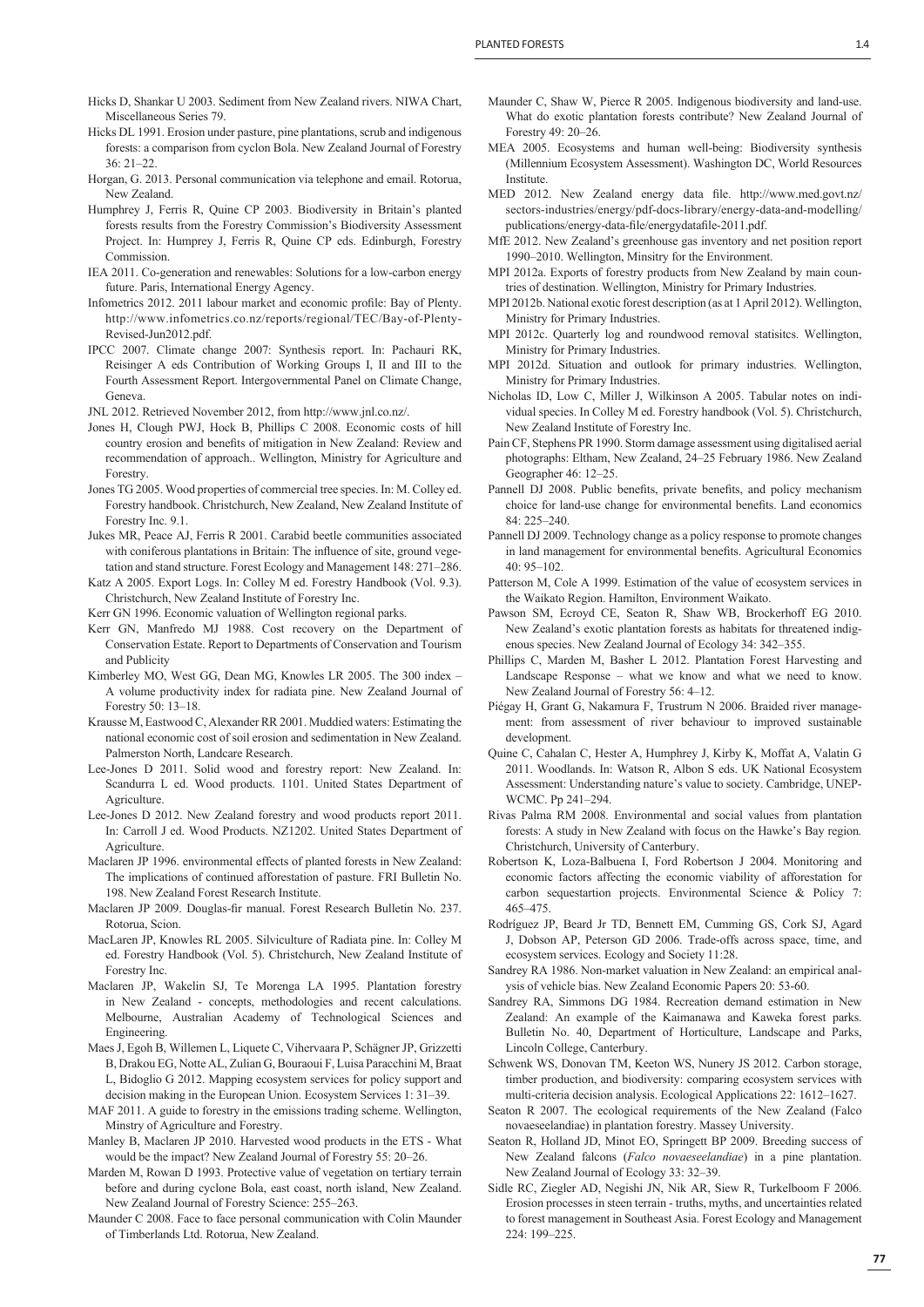Hicks D, Shankar U 2003. Sediment from New Zealand rivers. NIWA Chart, Miscellaneous Series 79.

Hicks DL 1991. Erosion under pasture, pine plantations, scrub and indigenous forests: a comparison from cyclon Bola. New Zealand Journal of Forestry 36: 21–22.

Horgan, G. 2013. Personal communication via telephone and email. Rotorua, New Zealand.

Humphrey J, Ferris R, Quine CP 2003. Biodiversity in Britain's planted forests results from the Forestry Commission's Biodiversity Assessment Project. In: Humprey J, Ferris R, Quine CP eds. Edinburgh, Forestry Commission.

IEA 2011. Co-generation and renewables: Solutions for a low-carbon energy future. Paris, International Energy Agency.

Infometrics 2012. 2011 labour market and economic profile: Bay of Plenty. http://www.infometrics.co.nz/reports/regional/TEC/Bay-of-Plenty-Revised-Jun2012.pdf.

IPCC 2007. Climate change 2007: Synthesis report. In: Pachauri RK, Reisinger A eds Contribution of Working Groups I, II and III to the Fourth Assessment Report. Intergovernmental Panel on Climate Change, Geneva.

JNL 2012. Retrieved November 2012, from http://www.jnl.co.nz/.

Jones H, Clough PWJ, Hock B, Phillips C 2008. Economic costs of hill country erosion and benefits of mitigation in New Zealand: Review and recommendation of approach.. Wellington, Ministry for Agriculture and Forestry.

Jones TG 2005. Wood properties of commercial tree species. In: M. Colley ed. Forestry handbook. Christchurch, New Zealand, New Zealand Institute of Forestry Inc. 9.1.

Jukes MR, Peace AJ, Ferris R 2001. Carabid beetle communities associated with coniferous plantations in Britain: The influence of site, ground vegetation and stand structure. Forest Ecology and Management 148: 271–286.

Katz A 2005. Export Logs. In: Colley M ed. Forestry Handbook (Vol. 9.3). Christchurch, New Zealand Institute of Forestry Inc.

Kerr GN 1996. Economic valuation of Wellington regional parks.

Kerr GN, Manfredo MJ 1988. Cost recovery on the Department of Conservation Estate. Report to Departments of Conservation and Tourism and Publicity

Kimberley MO, West GG, Dean MG, Knowles LR 2005. The 300 index – A volume productivity index for radiata pine. New Zealand Journal of Forestry 50: 13–18.

Krausse M, Eastwood C, Alexander RR 2001. Muddied waters: Estimating the national economic cost of soil erosion and sedimentation in New Zealand. Palmerston North, Landcare Research.

Lee-Jones D 2011. Solid wood and forestry report: New Zealand. In: Scandurra L ed. Wood products. 1101. United States Department of Agriculture.

Lee-Jones D 2012. New Zealand forestry and wood products report 2011. In: Carroll J ed. Wood Products. NZ1202. United States Department of Agriculture.

Maclaren JP 1996. environmental effects of planted forests in New Zealand: The implications of continued afforestation of pasture. FRI Bulletin No. 198. New Zealand Forest Research Institute.

Maclaren JP 2009. Douglas-fir manual. Forest Research Bulletin No. 237. Rotorua, Scion.

MacLaren JP, Knowles RL 2005. Silviculture of Radiata pine. In: Colley M ed. Forestry Handbook (Vol. 5). Christchurch, New Zealand Institute of Forestry Inc.

Maclaren JP, Wakelin SJ, Te Morenga LA 1995. Plantation forestry in New Zealand - concepts, methodologies and recent calculations. Melbourne, Australian Academy of Technological Sciences and Engineering.

Maes J, Egoh B, Willemen L, Liquete C, Vihervaara P, Schägner JP, Grizzetti B, Drakou EG, Notte AL, Zulian G, Bouraoui F, Luisa Paracchini M, Braat L, Bidoglio G 2012. Mapping ecosystem services for policy support and decision making in the European Union. Ecosystem Services 1: 31–39.

MAF 2011. A guide to forestry in the emissions trading scheme. Wellington, Minstry of Agriculture and Forestry.

Manley B, Maclaren JP 2010. Harvested wood products in the ETS - What would be the impact? New Zealand Journal of Forestry 55: 20–26.

Marden M, Rowan D 1993. Protective value of vegetation on tertiary terrain before and during cyclone Bola, east coast, north island, New Zealand. New Zealand Journal of Forestry Science: 255–263.

Maunder C 2008. Face to face personal communication with Colin Maunder of Timberlands Ltd. Rotorua, New Zealand.

Maunder C, Shaw W, Pierce R 2005. Indigenous biodiversity and land-use. What do exotic plantation forests contribute? New Zealand Journal of Forestry 49: 20–26.

MEA 2005. Ecosystems and human well-being: Biodiversity synthesis (Millennium Ecosystem Assessment). Washington DC, World Resources Institute.

MED 2012. New Zealand energy data file. http://www.med.govt.nz/sectors-industries/energy/pdf-docs-library/energy-data-and-modelling/publications/energy-data-file/energydatafile-2011.pdf.

MfE 2012. New Zealand's greenhouse gas inventory and net position report 1990–2010. Wellington, Minsitry for the Environment.

MPI 2012a. Exports of forestry products from New Zealand by main countries of destination. Wellington, Ministry for Primary Industries.

MPI 2012b. National exotic forest description (as at 1 April 2012). Wellington, Ministry for Primary Industries.

MPI 2012c. Quarterly log and roundwood removal statisitcs. Wellington, Ministry for Primary Industries.

MPI 2012d. Situation and outlook for primary industries. Wellington, Ministry for Primary Industries.

Nicholas ID, Low C, Miller J, Wilkinson A 2005. Tabular notes on individual species. In Colley M ed. Forestry handbook (Vol. 5). Christchurch, New Zealand Institute of Forestry Inc.

Pain CF, Stephens PR 1990. Storm damage assessment using digitalised aerial photographs: Eltham, New Zealand, 24–25 February 1986. New Zealand Geographer 46: 12–25.

Pannell DJ 2008. Public benefits, private benefits, and policy mechanism choice for land-use change for environmental benefits. Land economics 84: 225–240.

Pannell DJ 2009. Technology change as a policy response to promote changes in land management for environmental benefits. Agricultural Economics 40: 95–102.

Patterson M, Cole A 1999. Estimation of the value of ecosystem services in the Waikato Region. Hamilton, Environment Waikato.

Pawson SM, Ecroyd CE, Seaton R, Shaw WB, Brockerhoff EG 2010. New Zealand's exotic plantation forests as habitats for threatened indigenous species. New Zealand Journal of Ecology 34: 342–355.

Phillips C, Marden M, Basher L 2012. Plantation Forest Harvesting and Landscape Response – what we know and what we need to know. New Zealand Journal of Forestry 56: 4–12.

Piégay H, Grant G, Nakamura F, Trustrum N 2006. Braided river management: from assessment of river behaviour to improved sustainable development.

Quine C, Cahalan C, Hester A, Humphrey J, Kirby K, Moffat A, Valatin G 2011. Woodlands. In: Watson R, Albon S eds. UK National Ecosystem Assessment: Understanding nature's value to society. Cambridge, UNEP-WCMC. Pp 241–294.

Rivas Palma RM 2008. Environmental and social values from plantation forests: A study in New Zealand with focus on the Hawke's Bay region. Christchurch, University of Canterbury.

Robertson K, Loza-Balbuena I, Ford Robertson J 2004. Monitoring and economic factors affecting the economic viability of afforestation for carbon sequestartion projects. Environmental Science & Policy 7: 465–475.

Rodríguez JP, Beard Jr TD, Bennett EM, Cumming GS, Cork SJ, Agard J, Dobson AP, Peterson GD 2006. Trade-offs across space, time, and ecosystem services. Ecology and Society 11:28.

Sandrey RA 1986. Non-market valuation in New Zealand: an empirical analysis of vehicle bias. New Zealand Economic Papers 20: 53-60.

Sandrey RA, Simmons DG 1984. Recreation demand estimation in New Zealand: An example of the Kaimanawa and Kaweka forest parks. Bulletin No. 40, Department of Horticulture, Landscape and Parks, Lincoln College, Canterbury.

Schwenk WS, Donovan TM, Keeton WS, Nunery JS 2012. Carbon storage, timber production, and biodiversity: comparing ecosystem services with multi-criteria decision analysis. Ecological Applications 22: 1612–1627.

Seaton R 2007. The ecological requirements of the New Zealand (Falco novaeseelandiae) in plantation forestry. Massey University.

Seaton R, Holland JD, Minot EO, Springett BP 2009. Breeding success of New Zealand falcons (*Falco novaeseelandiae*) in a pine plantation. New Zealand Journal of Ecology 33: 32–39.

Sidle RC, Ziegler AD, Negishi JN, Nik AR, Siew R, Turkelboom F 2006. Erosion processes in steen terrain - truths, myths, and uncertainties related to forest management in Southeast Asia. Forest Ecology and Management 224: 199–225.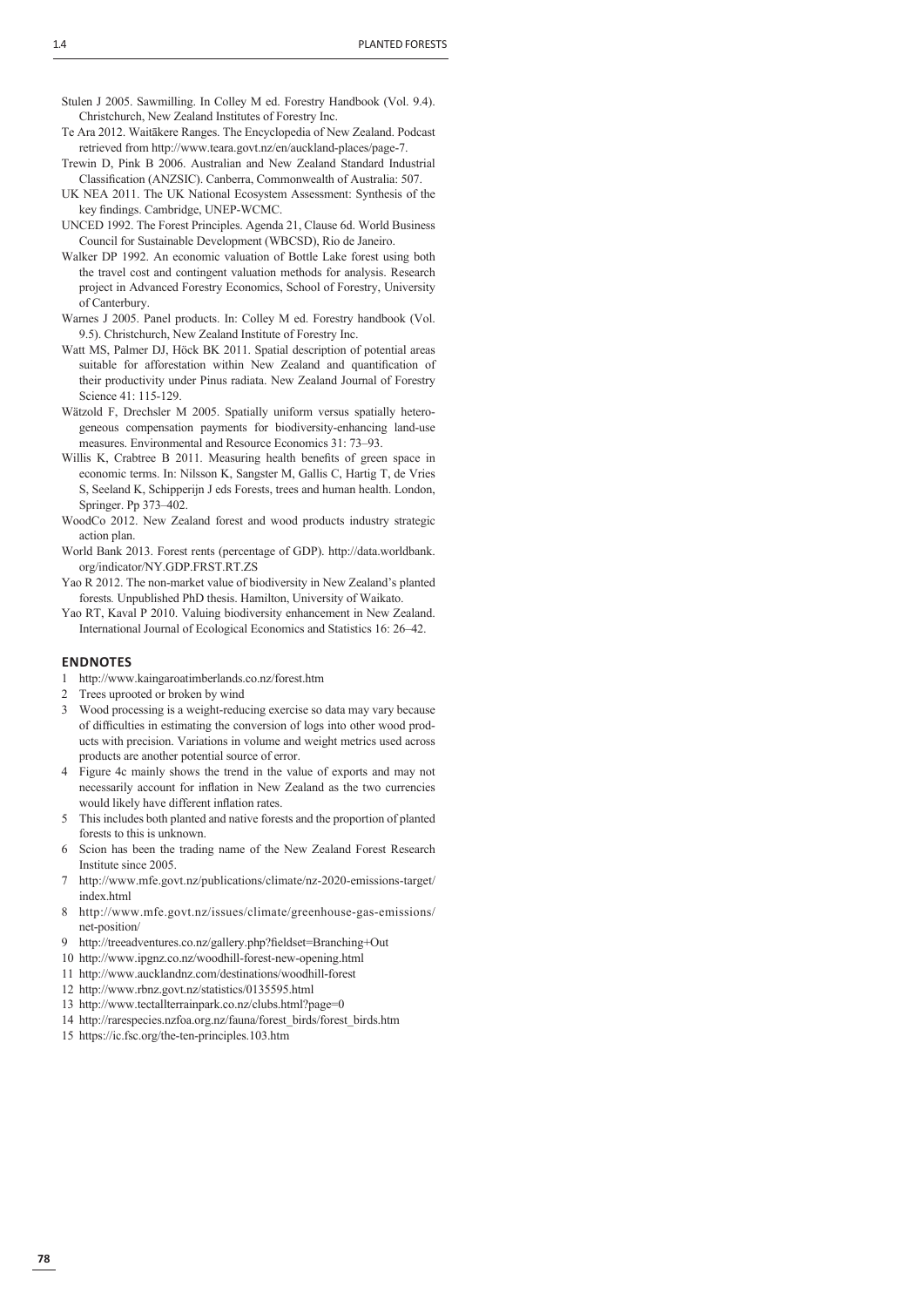Stulen J 2005. Sawmilling. In Colley M ed. Forestry Handbook (Vol. 9.4). Christchurch, New Zealand Institutes of Forestry Inc.

Te Ara 2012. Waitākere Ranges. The Encyclopedia of New Zealand. Podcast retrieved from http://www.teara.govt.nz/en/auckland-places/page-7.

Trewin D, Pink B 2006. Australian and New Zealand Standard Industrial Classification (ANZSIC). Canberra, Commonwealth of Australia: 507.

UK NEA 2011. The UK National Ecosystem Assessment: Synthesis of the key findings. Cambridge, UNEP-WCMC.

UNCED 1992. The Forest Principles. Agenda 21, Clause 6d. World Business Council for Sustainable Development (WBCSD), Rio de Janeiro.

Walker DP 1992. An economic valuation of Bottle Lake forest using both the travel cost and contingent valuation methods for analysis. Research project in Advanced Forestry Economics, School of Forestry, University of Canterbury.

Warnes J 2005. Panel products. In: Colley M ed. Forestry handbook (Vol. 9.5). Christchurch, New Zealand Institute of Forestry Inc.

Watt MS, Palmer DJ, Höck BK 2011. Spatial description of potential areas suitable for afforestation within New Zealand and quantification of their productivity under Pinus radiata. New Zealand Journal of Forestry Science 41: 115-129.

Wätzold F, Drechsler M 2005. Spatially uniform versus spatially heterogeneous compensation payments for biodiversity-enhancing land-use measures. Environmental and Resource Economics 31: 73–93.

Willis K, Crabtree B 2011. Measuring health benefits of green space in economic terms. In: Nilsson K, Sangster M, Gallis C, Hartig T, de Vries S, Seeland K, Schipperijn J eds Forests, trees and human health. London, Springer. Pp 373–402.

WoodCo 2012. New Zealand forest and wood products industry strategic action plan.

World Bank 2013. Forest rents (percentage of GDP). http://data.worldbank.org/indicator/NY.GDP.FRST.RT.ZS

Yao R 2012. The non-market value of biodiversity in New Zealand's planted forests*.* Unpublished PhD thesis. Hamilton, University of Waikato.

Yao RT, Kaval P 2010. Valuing biodiversity enhancement in New Zealand. International Journal of Ecological Economics and Statistics 16: 26–42.

## ENDNOTES

1. http://www.kaingaroatimberlands.co.nz/forest.htm
2. Trees uprooted or broken by wind
3. Wood processing is a weight-reducing exercise so data may vary because of difficulties in estimating the conversion of logs into other wood products with precision. Variations in volume and weight metrics used across products are another potential source of error.
4. Figure 4c mainly shows the trend in the value of exports and may not necessarily account for inflation in New Zealand as the two currencies would likely have different inflation rates.
5. This includes both planted and native forests and the proportion of planted forests to this is unknown.
6. Scion has been the trading name of the New Zealand Forest Research Institute since 2005.
7. http://www.mfe.govt.nz/publications/climate/nz-2020-emissions-target/index.html
8. http://www.mfe.govt.nz/issues/climate/greenhouse-gas-emissions/net-position/
9. http://treeadventures.co.nz/gallery.php?fieldset=Branching+Out
10. http://www.ipgnz.co.nz/woodhill-forest-new-opening.html
11. http://www.aucklandnz.com/destinations/woodhill-forest
12. http://www.rbnz.govt.nz/statistics/0135595.html
13. http://www.tectallterrainpark.co.nz/clubs.html?page=0
14. http://rarespecies.nzfoa.org.nz/fauna/forest_birds/forest_birds.htm
15. https://ic.fsc.org/the-ten-principles.103.htm